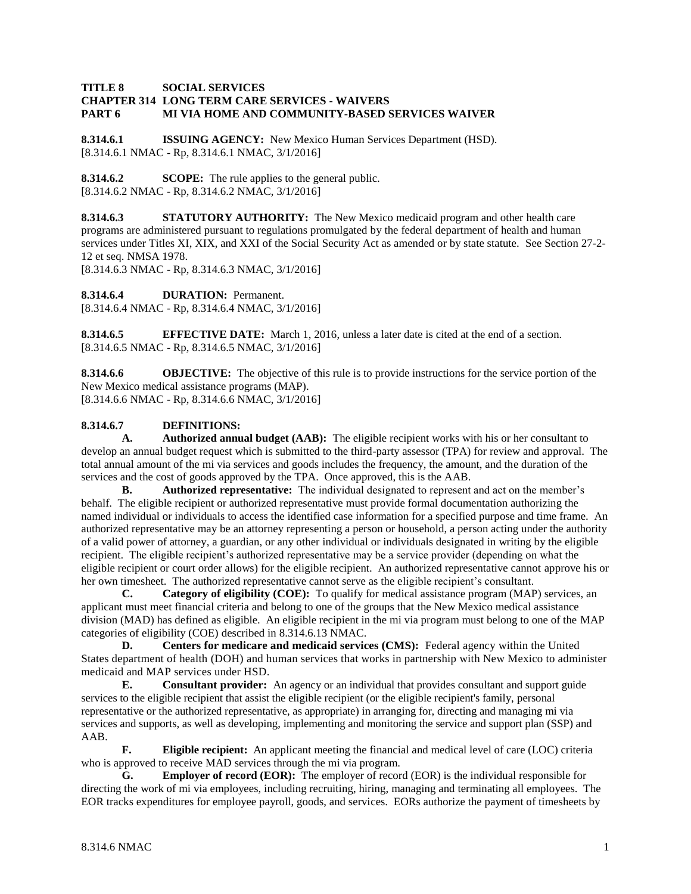**TITLE 8 SOCIAL SERVICES**
**CHAPTER 314 LONG TERM CARE SERVICES - WAIVERS**
**PART 6 MI VIA HOME AND COMMUNITY-BASED SERVICES WAIVER**

**8.314.6.1 ISSUING AGENCY:** New Mexico Human Services Department (HSD).
[8.314.6.1 NMAC - Rp, 8.314.6.1 NMAC, 3/1/2016]

**8.314.6.2 SCOPE:** The rule applies to the general public.
[8.314.6.2 NMAC - Rp, 8.314.6.2 NMAC, 3/1/2016]

**8.314.6.3 STATUTORY AUTHORITY:** The New Mexico medicaid program and other health care programs are administered pursuant to regulations promulgated by the federal department of health and human services under Titles XI, XIX, and XXI of the Social Security Act as amended or by state statute. See Section 27-2-12 et seq. NMSA 1978.
[8.314.6.3 NMAC - Rp, 8.314.6.3 NMAC, 3/1/2016]

**8.314.6.4 DURATION:** Permanent.
[8.314.6.4 NMAC - Rp, 8.314.6.4 NMAC, 3/1/2016]

**8.314.6.5 EFFECTIVE DATE:** March 1, 2016, unless a later date is cited at the end of a section.
[8.314.6.5 NMAC - Rp, 8.314.6.5 NMAC, 3/1/2016]

**8.314.6.6 OBJECTIVE:** The objective of this rule is to provide instructions for the service portion of the New Mexico medical assistance programs (MAP).
[8.314.6.6 NMAC - Rp, 8.314.6.6 NMAC, 3/1/2016]

**8.314.6.7 DEFINITIONS:**

**A. Authorized annual budget (AAB):** The eligible recipient works with his or her consultant to develop an annual budget request which is submitted to the third-party assessor (TPA) for review and approval. The total annual amount of the mi via services and goods includes the frequency, the amount, and the duration of the services and the cost of goods approved by the TPA. Once approved, this is the AAB.

**B. Authorized representative:** The individual designated to represent and act on the member's behalf. The eligible recipient or authorized representative must provide formal documentation authorizing the named individual or individuals to access the identified case information for a specified purpose and time frame. An authorized representative may be an attorney representing a person or household, a person acting under the authority of a valid power of attorney, a guardian, or any other individual or individuals designated in writing by the eligible recipient. The eligible recipient's authorized representative may be a service provider (depending on what the eligible recipient or court order allows) for the eligible recipient. An authorized representative cannot approve his or her own timesheet. The authorized representative cannot serve as the eligible recipient's consultant.

**C. Category of eligibility (COE):** To qualify for medical assistance program (MAP) services, an applicant must meet financial criteria and belong to one of the groups that the New Mexico medical assistance division (MAD) has defined as eligible. An eligible recipient in the mi via program must belong to one of the MAP categories of eligibility (COE) described in 8.314.6.13 NMAC.

**D. Centers for medicare and medicaid services (CMS):** Federal agency within the United States department of health (DOH) and human services that works in partnership with New Mexico to administer medicaid and MAP services under HSD.

**E. Consultant provider:** An agency or an individual that provides consultant and support guide services to the eligible recipient that assist the eligible recipient (or the eligible recipient's family, personal representative or the authorized representative, as appropriate) in arranging for, directing and managing mi via services and supports, as well as developing, implementing and monitoring the service and support plan (SSP) and AAB.

**F. Eligible recipient:** An applicant meeting the financial and medical level of care (LOC) criteria who is approved to receive MAD services through the mi via program.

**G. Employer of record (EOR):** The employer of record (EOR) is the individual responsible for directing the work of mi via employees, including recruiting, hiring, managing and terminating all employees. The EOR tracks expenditures for employee payroll, goods, and services. EORs authorize the payment of timesheets by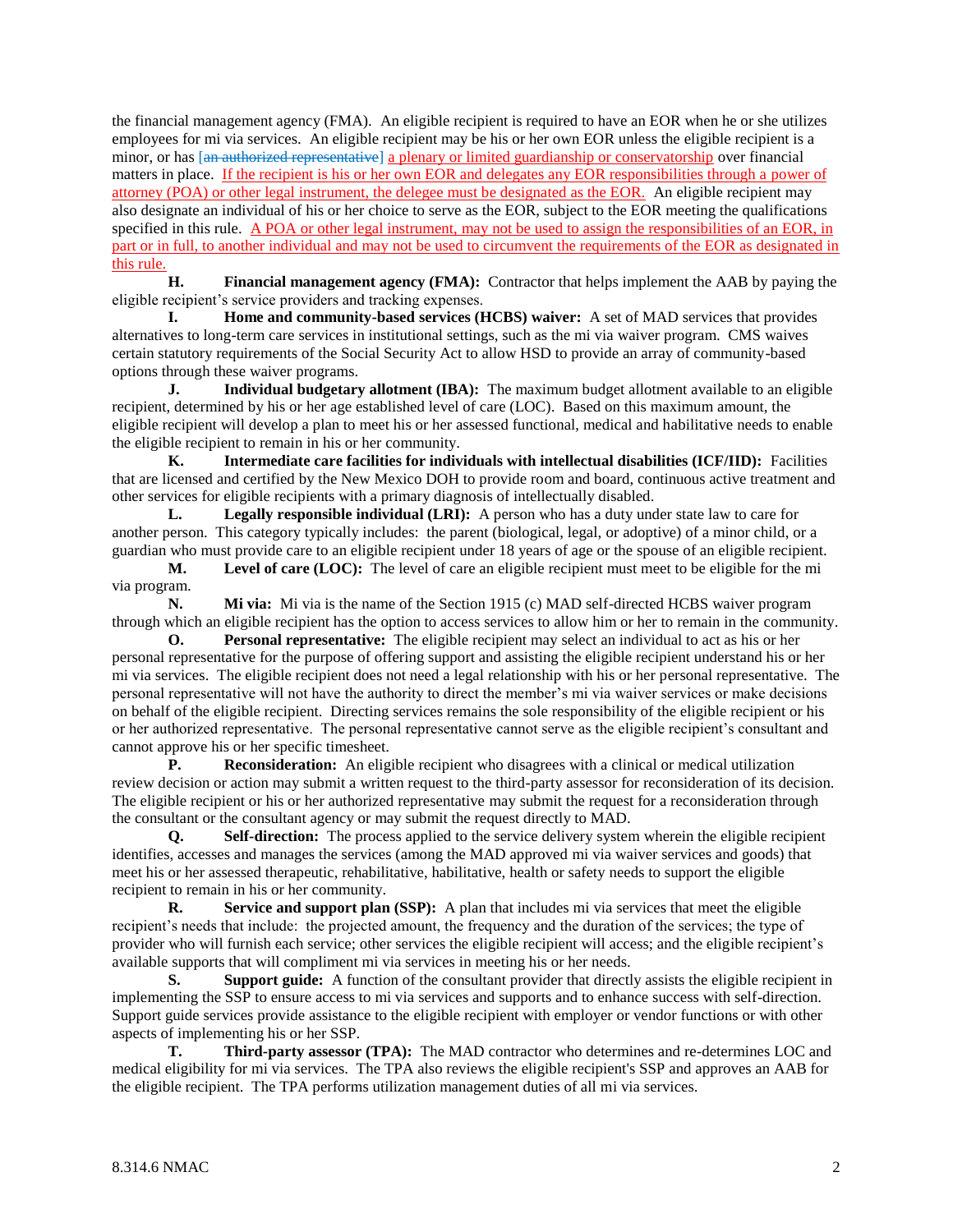the financial management agency (FMA). An eligible recipient is required to have an EOR when he or she utilizes employees for mi via services. An eligible recipient may be his or her own EOR unless the eligible recipient is a minor, or has [~~an authorized representative~~] a plenary or limited guardianship or conservatorship over financial matters in place. If the recipient is his or her own EOR and delegates any EOR responsibilities through a power of attorney (POA) or other legal instrument, the delegee must be designated as the EOR. An eligible recipient may also designate an individual of his or her choice to serve as the EOR, subject to the EOR meeting the qualifications specified in this rule. A POA or other legal instrument, may not be used to assign the responsibilities of an EOR, in part or in full, to another individual and may not be used to circumvent the requirements of the EOR as designated in this rule.

**H. Financial management agency (FMA):** Contractor that helps implement the AAB by paying the eligible recipient's service providers and tracking expenses.

**I. Home and community-based services (HCBS) waiver:** A set of MAD services that provides alternatives to long-term care services in institutional settings, such as the mi via waiver program. CMS waives certain statutory requirements of the Social Security Act to allow HSD to provide an array of community-based options through these waiver programs.

**J. Individual budgetary allotment (IBA):** The maximum budget allotment available to an eligible recipient, determined by his or her age established level of care (LOC). Based on this maximum amount, the eligible recipient will develop a plan to meet his or her assessed functional, medical and habilitative needs to enable the eligible recipient to remain in his or her community.

**K. Intermediate care facilities for individuals with intellectual disabilities (ICF/IID):** Facilities that are licensed and certified by the New Mexico DOH to provide room and board, continuous active treatment and other services for eligible recipients with a primary diagnosis of intellectually disabled.

**L. Legally responsible individual (LRI):** A person who has a duty under state law to care for another person. This category typically includes: the parent (biological, legal, or adoptive) of a minor child, or a guardian who must provide care to an eligible recipient under 18 years of age or the spouse of an eligible recipient.

**M. Level of care (LOC):** The level of care an eligible recipient must meet to be eligible for the mi via program.

**N. Mi via:** Mi via is the name of the Section 1915 (c) MAD self-directed HCBS waiver program through which an eligible recipient has the option to access services to allow him or her to remain in the community.

**O. Personal representative:** The eligible recipient may select an individual to act as his or her personal representative for the purpose of offering support and assisting the eligible recipient understand his or her mi via services. The eligible recipient does not need a legal relationship with his or her personal representative. The personal representative will not have the authority to direct the member's mi via waiver services or make decisions on behalf of the eligible recipient. Directing services remains the sole responsibility of the eligible recipient or his or her authorized representative. The personal representative cannot serve as the eligible recipient's consultant and cannot approve his or her specific timesheet.

**P. Reconsideration:** An eligible recipient who disagrees with a clinical or medical utilization review decision or action may submit a written request to the third-party assessor for reconsideration of its decision. The eligible recipient or his or her authorized representative may submit the request for a reconsideration through the consultant or the consultant agency or may submit the request directly to MAD.

**Q. Self-direction:** The process applied to the service delivery system wherein the eligible recipient identifies, accesses and manages the services (among the MAD approved mi via waiver services and goods) that meet his or her assessed therapeutic, rehabilitative, habilitative, health or safety needs to support the eligible recipient to remain in his or her community.

**R. Service and support plan (SSP):** A plan that includes mi via services that meet the eligible recipient's needs that include: the projected amount, the frequency and the duration of the services; the type of provider who will furnish each service; other services the eligible recipient will access; and the eligible recipient's available supports that will compliment mi via services in meeting his or her needs.

**S. Support guide:** A function of the consultant provider that directly assists the eligible recipient in implementing the SSP to ensure access to mi via services and supports and to enhance success with self-direction. Support guide services provide assistance to the eligible recipient with employer or vendor functions or with other aspects of implementing his or her SSP.

**T. Third-party assessor (TPA):** The MAD contractor who determines and re-determines LOC and medical eligibility for mi via services. The TPA also reviews the eligible recipient's SSP and approves an AAB for the eligible recipient. The TPA performs utilization management duties of all mi via services.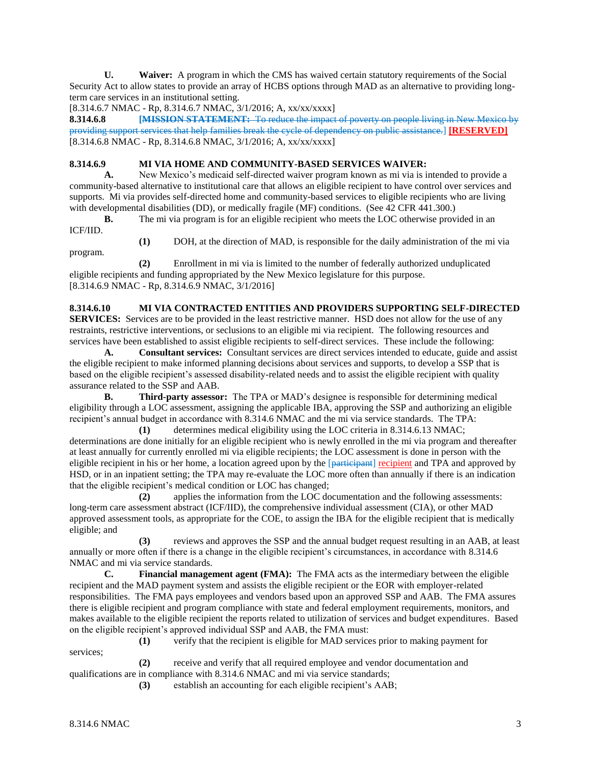**U. Waiver:** A program in which the CMS has waived certain statutory requirements of the Social Security Act to allow states to provide an array of HCBS options through MAD as an alternative to providing long-term care services in an institutional setting.
[8.314.6.7 NMAC - Rp, 8.314.6.7 NMAC, 3/1/2016; A, xx/xx/xxxx]

**8.314.6.8** [~~**MISSION STATEMENT:** To reduce the impact of poverty on people living in New Mexico by providing support services that help families break the cycle of dependency on public assistance.~~] **[RESERVED]**
[8.314.6.8 NMAC - Rp, 8.314.6.8 NMAC, 3/1/2016; A, xx/xx/xxxx]

**8.314.6.9 MI VIA HOME AND COMMUNITY-BASED SERVICES WAIVER:**

**A.** New Mexico's medicaid self-directed waiver program known as mi via is intended to provide a community-based alternative to institutional care that allows an eligible recipient to have control over services and supports. Mi via provides self-directed home and community-based services to eligible recipients who are living with developmental disabilities (DD), or medically fragile (MF) conditions. (See 42 CFR 441.300.)

**B.** The mi via program is for an eligible recipient who meets the LOC otherwise provided in an ICF/IID.

**(1)** DOH, at the direction of MAD, is responsible for the daily administration of the mi via program.

**(2)** Enrollment in mi via is limited to the number of federally authorized unduplicated eligible recipients and funding appropriated by the New Mexico legislature for this purpose.
[8.314.6.9 NMAC - Rp, 8.314.6.9 NMAC, 3/1/2016]

**8.314.6.10 MI VIA CONTRACTED ENTITIES AND PROVIDERS SUPPORTING SELF-DIRECTED SERVICES:** Services are to be provided in the least restrictive manner. HSD does not allow for the use of any restraints, restrictive interventions, or seclusions to an eligible mi via recipient. The following resources and services have been established to assist eligible recipients to self-direct services. These include the following:

**A. Consultant services:** Consultant services are direct services intended to educate, guide and assist the eligible recipient to make informed planning decisions about services and supports, to develop a SSP that is based on the eligible recipient's assessed disability-related needs and to assist the eligible recipient with quality assurance related to the SSP and AAB.

**B. Third-party assessor:** The TPA or MAD's designee is responsible for determining medical eligibility through a LOC assessment, assigning the applicable IBA, approving the SSP and authorizing an eligible recipient's annual budget in accordance with 8.314.6 NMAC and the mi via service standards. The TPA:

**(1)** determines medical eligibility using the LOC criteria in 8.314.6.13 NMAC; determinations are done initially for an eligible recipient who is newly enrolled in the mi via program and thereafter at least annually for currently enrolled mi via eligible recipients; the LOC assessment is done in person with the eligible recipient in his or her home, a location agreed upon by the [~~participant~~] recipient and TPA and approved by HSD, or in an inpatient setting; the TPA may re-evaluate the LOC more often than annually if there is an indication that the eligible recipient's medical condition or LOC has changed;

**(2)** applies the information from the LOC documentation and the following assessments: long-term care assessment abstract (ICF/IID), the comprehensive individual assessment (CIA), or other MAD approved assessment tools, as appropriate for the COE, to assign the IBA for the eligible recipient that is medically eligible; and

**(3)** reviews and approves the SSP and the annual budget request resulting in an AAB, at least annually or more often if there is a change in the eligible recipient's circumstances, in accordance with 8.314.6 NMAC and mi via service standards.

**C. Financial management agent (FMA):** The FMA acts as the intermediary between the eligible recipient and the MAD payment system and assists the eligible recipient or the EOR with employer-related responsibilities. The FMA pays employees and vendors based upon an approved SSP and AAB. The FMA assures there is eligible recipient and program compliance with state and federal employment requirements, monitors, and makes available to the eligible recipient the reports related to utilization of services and budget expenditures. Based on the eligible recipient's approved individual SSP and AAB, the FMA must:

**(1)** verify that the recipient is eligible for MAD services prior to making payment for services;

**(2)** receive and verify that all required employee and vendor documentation and qualifications are in compliance with 8.314.6 NMAC and mi via service standards;

**(3)** establish an accounting for each eligible recipient's AAB;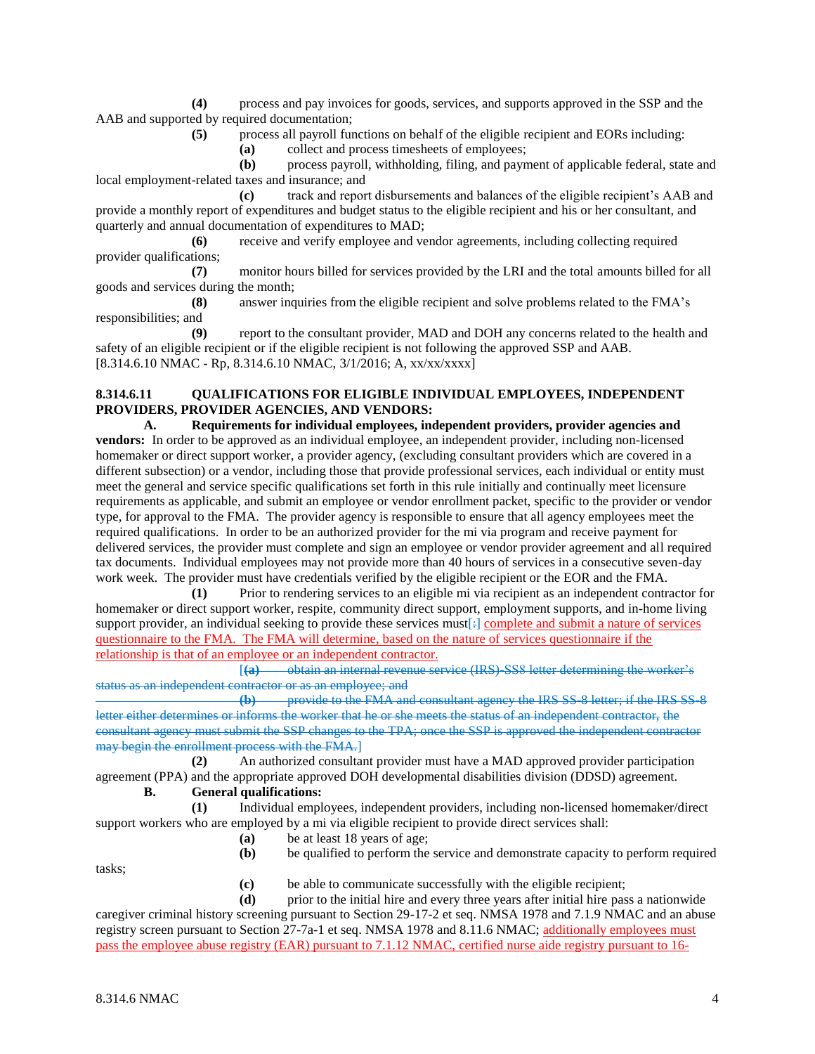**(4)** process and pay invoices for goods, services, and supports approved in the SSP and the AAB and supported by required documentation;

**(5)** process all payroll functions on behalf of the eligible recipient and EORs including:

**(a)** collect and process timesheets of employees;

**(b)** process payroll, withholding, filing, and payment of applicable federal, state and local employment-related taxes and insurance; and

**(c)** track and report disbursements and balances of the eligible recipient's AAB and provide a monthly report of expenditures and budget status to the eligible recipient and his or her consultant, and quarterly and annual documentation of expenditures to MAD;

**(6)** receive and verify employee and vendor agreements, including collecting required provider qualifications;

**(7)** monitor hours billed for services provided by the LRI and the total amounts billed for all goods and services during the month;

**(8)** answer inquiries from the eligible recipient and solve problems related to the FMA's responsibilities; and

**(9)** report to the consultant provider, MAD and DOH any concerns related to the health and safety of an eligible recipient or if the eligible recipient is not following the approved SSP and AAB.

[8.314.6.10 NMAC - Rp, 8.314.6.10 NMAC, 3/1/2016; A, xx/xx/xxxx]

**8.314.6.11 QUALIFICATIONS FOR ELIGIBLE INDIVIDUAL EMPLOYEES, INDEPENDENT PROVIDERS, PROVIDER AGENCIES, AND VENDORS:**

**A. Requirements for individual employees, independent providers, provider agencies and vendors:** In order to be approved as an individual employee, an independent provider, including non-licensed homemaker or direct support worker, a provider agency, (excluding consultant providers which are covered in a different subsection) or a vendor, including those that provide professional services, each individual or entity must meet the general and service specific qualifications set forth in this rule initially and continually meet licensure requirements as applicable, and submit an employee or vendor enrollment packet, specific to the provider or vendor type, for approval to the FMA. The provider agency is responsible to ensure that all agency employees meet the required qualifications. In order to be an authorized provider for the mi via program and receive payment for delivered services, the provider must complete and sign an employee or vendor provider agreement and all required tax documents. Individual employees may not provide more than 40 hours of services in a consecutive seven-day work week. The provider must have credentials verified by the eligible recipient or the EOR and the FMA.

**(1)** Prior to rendering services to an eligible mi via recipient as an independent contractor for homemaker or direct support worker, respite, community direct support, employment supports, and in-home living support provider, an individual seeking to provide these services must[:] complete and submit a nature of services questionnaire to the FMA. The FMA will determine, based on the nature of services questionnaire if the relationship is that of an employee or an independent contractor.

~~[**(a)** obtain an internal revenue service (IRS)-SS8 letter determining the worker's status as an independent contractor or as an employee; and~~

~~**(b)** provide to the FMA and consultant agency the IRS SS-8 letter; if the IRS SS-8 letter either determines or informs the worker that he or she meets the status of an independent contractor, the consultant agency must submit the SSP changes to the TPA; once the SSP is approved the independent contractor may begin the enrollment process with the FMA.]~~

**(2)** An authorized consultant provider must have a MAD approved provider participation agreement (PPA) and the appropriate approved DOH developmental disabilities division (DDSD) agreement.

**B. General qualifications:**

**(1)** Individual employees, independent providers, including non-licensed homemaker/direct support workers who are employed by a mi via eligible recipient to provide direct services shall:

**(a)** be at least 18 years of age;

**(b)** be qualified to perform the service and demonstrate capacity to perform required tasks;

**(c)** be able to communicate successfully with the eligible recipient;

**(d)** prior to the initial hire and every three years after initial hire pass a nationwide caregiver criminal history screening pursuant to Section 29-17-2 et seq. NMSA 1978 and 7.1.9 NMAC and an abuse registry screen pursuant to Section 27-7a-1 et seq. NMSA 1978 and 8.11.6 NMAC; additionally employees must pass the employee abuse registry (EAR) pursuant to 7.1.12 NMAC, certified nurse aide registry pursuant to 16-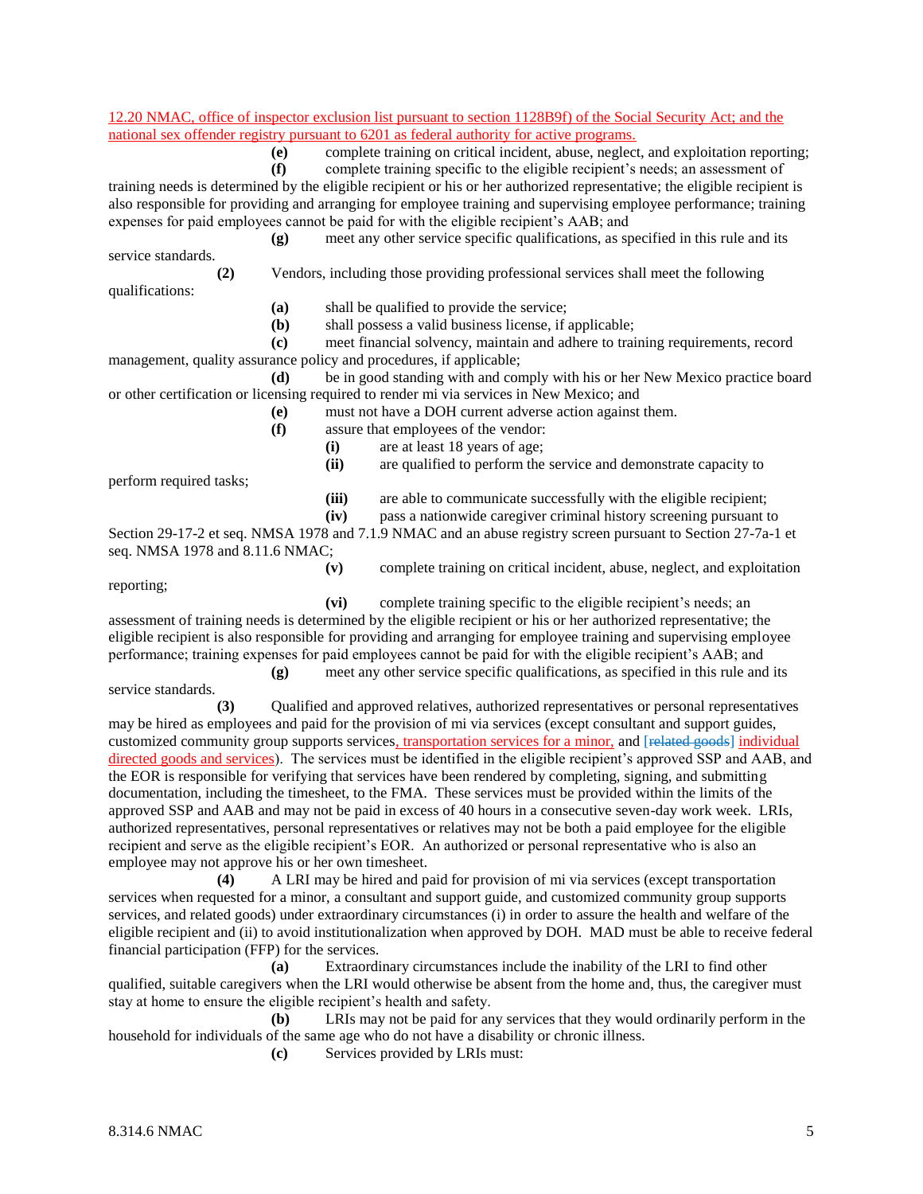12.20 NMAC, office of inspector exclusion list pursuant to section 1128B9f) of the Social Security Act; and the national sex offender registry pursuant to 6201 as federal authority for active programs.

**(e)** complete training on critical incident, abuse, neglect, and exploitation reporting;

**(f)** complete training specific to the eligible recipient's needs; an assessment of training needs is determined by the eligible recipient or his or her authorized representative; the eligible recipient is also responsible for providing and arranging for employee training and supervising employee performance; training expenses for paid employees cannot be paid for with the eligible recipient's AAB; and

**(g)** meet any other service specific qualifications, as specified in this rule and its service standards.

**(2)** Vendors, including those providing professional services shall meet the following qualifications:

**(a)** shall be qualified to provide the service;

**(b)** shall possess a valid business license, if applicable;

**(c)** meet financial solvency, maintain and adhere to training requirements, record management, quality assurance policy and procedures, if applicable;

**(d)** be in good standing with and comply with his or her New Mexico practice board or other certification or licensing required to render mi via services in New Mexico; and

**(e)** must not have a DOH current adverse action against them.

**(f)** assure that employees of the vendor:

**(i)** are at least 18 years of age;

**(ii)** are qualified to perform the service and demonstrate capacity to perform required tasks;

**(iii)** are able to communicate successfully with the eligible recipient;

**(iv)** pass a nationwide caregiver criminal history screening pursuant to Section 29-17-2 et seq. NMSA 1978 and 7.1.9 NMAC and an abuse registry screen pursuant to Section 27-7a-1 et seq. NMSA 1978 and 8.11.6 NMAC;

**(v)** complete training on critical incident, abuse, neglect, and exploitation reporting;

**(vi)** complete training specific to the eligible recipient's needs; an assessment of training needs is determined by the eligible recipient or his or her authorized representative; the eligible recipient is also responsible for providing and arranging for employee training and supervising employee performance; training expenses for paid employees cannot be paid for with the eligible recipient's AAB; and

**(g)** meet any other service specific qualifications, as specified in this rule and its service standards.

**(3)** Qualified and approved relatives, authorized representatives or personal representatives may be hired as employees and paid for the provision of mi via services (except consultant and support guides, customized community group supports services, transportation services for a minor, and [~~related goods~~] individual directed goods and services). The services must be identified in the eligible recipient's approved SSP and AAB, and the EOR is responsible for verifying that services have been rendered by completing, signing, and submitting documentation, including the timesheet, to the FMA. These services must be provided within the limits of the approved SSP and AAB and may not be paid in excess of 40 hours in a consecutive seven-day work week. LRIs, authorized representatives, personal representatives or relatives may not be both a paid employee for the eligible recipient and serve as the eligible recipient's EOR. An authorized or personal representative who is also an employee may not approve his or her own timesheet.

**(4)** A LRI may be hired and paid for provision of mi via services (except transportation services when requested for a minor, a consultant and support guide, and customized community group supports services, and related goods) under extraordinary circumstances (i) in order to assure the health and welfare of the eligible recipient and (ii) to avoid institutionalization when approved by DOH. MAD must be able to receive federal financial participation (FFP) for the services.

**(a)** Extraordinary circumstances include the inability of the LRI to find other qualified, suitable caregivers when the LRI would otherwise be absent from the home and, thus, the caregiver must stay at home to ensure the eligible recipient's health and safety.

**(b)** LRIs may not be paid for any services that they would ordinarily perform in the household for individuals of the same age who do not have a disability or chronic illness.

**(c)** Services provided by LRIs must: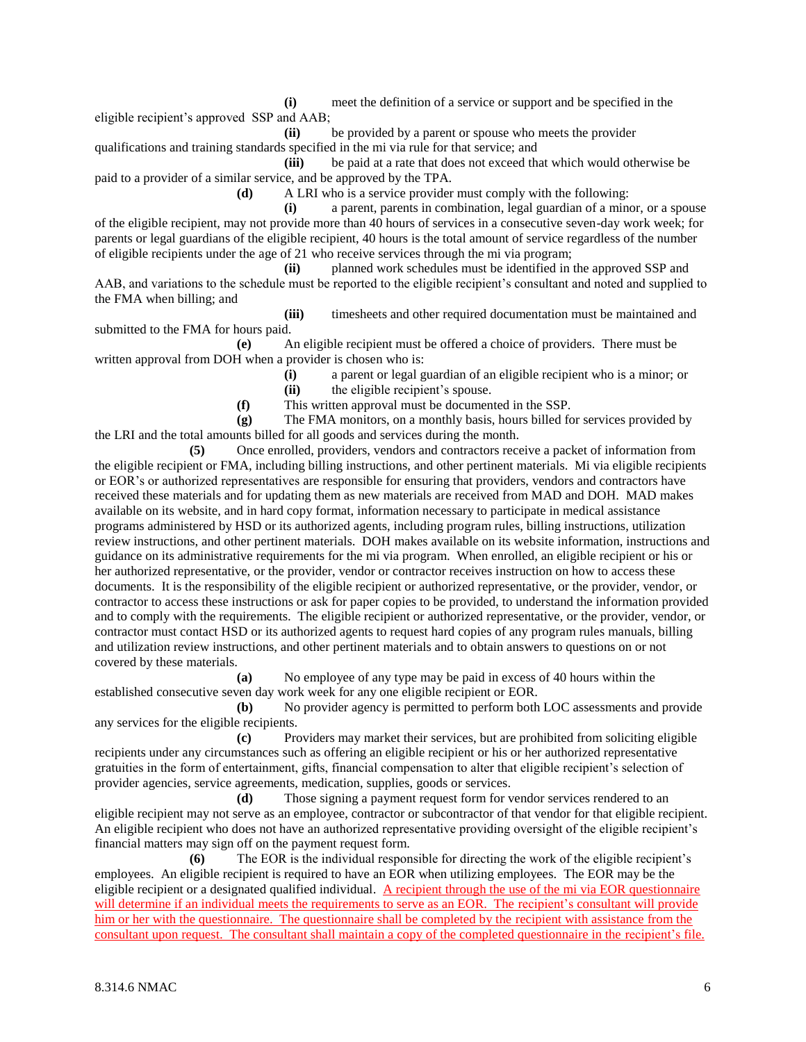**(i)** meet the definition of a service or support and be specified in the eligible recipient's approved SSP and AAB;

**(ii)** be provided by a parent or spouse who meets the provider qualifications and training standards specified in the mi via rule for that service; and

**(iii)** be paid at a rate that does not exceed that which would otherwise be paid to a provider of a similar service, and be approved by the TPA.

**(d)** A LRI who is a service provider must comply with the following:

**(i)** a parent, parents in combination, legal guardian of a minor, or a spouse of the eligible recipient, may not provide more than 40 hours of services in a consecutive seven-day work week; for parents or legal guardians of the eligible recipient, 40 hours is the total amount of service regardless of the number of eligible recipients under the age of 21 who receive services through the mi via program;

**(ii)** planned work schedules must be identified in the approved SSP and AAB, and variations to the schedule must be reported to the eligible recipient's consultant and noted and supplied to the FMA when billing; and

**(iii)** timesheets and other required documentation must be maintained and submitted to the FMA for hours paid.

**(e)** An eligible recipient must be offered a choice of providers. There must be written approval from DOH when a provider is chosen who is:

**(i)** a parent or legal guardian of an eligible recipient who is a minor; or

**(ii)** the eligible recipient's spouse.

**(f)** This written approval must be documented in the SSP.

**(g)** The FMA monitors, on a monthly basis, hours billed for services provided by the LRI and the total amounts billed for all goods and services during the month.

**(5)** Once enrolled, providers, vendors and contractors receive a packet of information from the eligible recipient or FMA, including billing instructions, and other pertinent materials. Mi via eligible recipients or EOR's or authorized representatives are responsible for ensuring that providers, vendors and contractors have received these materials and for updating them as new materials are received from MAD and DOH. MAD makes available on its website, and in hard copy format, information necessary to participate in medical assistance programs administered by HSD or its authorized agents, including program rules, billing instructions, utilization review instructions, and other pertinent materials. DOH makes available on its website information, instructions and guidance on its administrative requirements for the mi via program. When enrolled, an eligible recipient or his or her authorized representative, or the provider, vendor or contractor receives instruction on how to access these documents. It is the responsibility of the eligible recipient or authorized representative, or the provider, vendor, or contractor to access these instructions or ask for paper copies to be provided, to understand the information provided and to comply with the requirements. The eligible recipient or authorized representative, or the provider, vendor, or contractor must contact HSD or its authorized agents to request hard copies of any program rules manuals, billing and utilization review instructions, and other pertinent materials and to obtain answers to questions on or not covered by these materials.

**(a)** No employee of any type may be paid in excess of 40 hours within the established consecutive seven day work week for any one eligible recipient or EOR.

**(b)** No provider agency is permitted to perform both LOC assessments and provide any services for the eligible recipients.

**(c)** Providers may market their services, but are prohibited from soliciting eligible recipients under any circumstances such as offering an eligible recipient or his or her authorized representative gratuities in the form of entertainment, gifts, financial compensation to alter that eligible recipient's selection of provider agencies, service agreements, medication, supplies, goods or services.

**(d)** Those signing a payment request form for vendor services rendered to an eligible recipient may not serve as an employee, contractor or subcontractor of that vendor for that eligible recipient. An eligible recipient who does not have an authorized representative providing oversight of the eligible recipient's financial matters may sign off on the payment request form.

**(6)** The EOR is the individual responsible for directing the work of the eligible recipient's employees. An eligible recipient is required to have an EOR when utilizing employees. The EOR may be the eligible recipient or a designated qualified individual. <u>A recipient through the use of the mi via EOR questionnaire will determine if an individual meets the requirements to serve as an EOR. The recipient's consultant will provide him or her with the questionnaire. The questionnaire shall be completed by the recipient with assistance from the consultant upon request. The consultant shall maintain a copy of the completed questionnaire in the recipient's file.</u>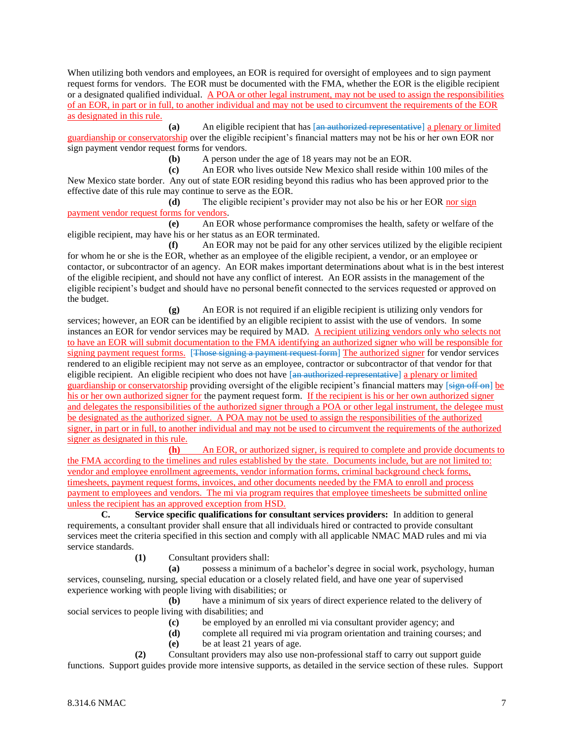When utilizing both vendors and employees, an EOR is required for oversight of employees and to sign payment request forms for vendors. The EOR must be documented with the FMA, whether the EOR is the eligible recipient or a designated qualified individual. A POA or other legal instrument, may not be used to assign the responsibilities of an EOR, in part or in full, to another individual and may not be used to circumvent the requirements of the EOR as designated in this rule.

**(a)** An eligible recipient that has [~~an authorized representative~~] a plenary or limited guardianship or conservatorship over the eligible recipient's financial matters may not be his or her own EOR nor sign payment vendor request forms for vendors.

**(b)** A person under the age of 18 years may not be an EOR.

**(c)** An EOR who lives outside New Mexico shall reside within 100 miles of the New Mexico state border. Any out of state EOR residing beyond this radius who has been approved prior to the effective date of this rule may continue to serve as the EOR.

**(d)** The eligible recipient's provider may not also be his or her EOR nor sign payment vendor request forms for vendors.

**(e)** An EOR whose performance compromises the health, safety or welfare of the eligible recipient, may have his or her status as an EOR terminated.

**(f)** An EOR may not be paid for any other services utilized by the eligible recipient for whom he or she is the EOR, whether as an employee of the eligible recipient, a vendor, or an employee or contactor, or subcontractor of an agency. An EOR makes important determinations about what is in the best interest of the eligible recipient, and should not have any conflict of interest. An EOR assists in the management of the eligible recipient's budget and should have no personal benefit connected to the services requested or approved on the budget.

**(g)** An EOR is not required if an eligible recipient is utilizing only vendors for services; however, an EOR can be identified by an eligible recipient to assist with the use of vendors. In some instances an EOR for vendor services may be required by MAD. A recipient utilizing vendors only who selects not to have an EOR will submit documentation to the FMA identifying an authorized signer who will be responsible for signing payment request forms. [~~Those signing a payment request form~~] The authorized signer for vendor services rendered to an eligible recipient may not serve as an employee, contractor or subcontractor of that vendor for that eligible recipient. An eligible recipient who does not have [~~an authorized representative~~] a plenary or limited guardianship or conservatorship providing oversight of the eligible recipient's financial matters may [~~sign off on~~] be his or her own authorized signer for the payment request form. If the recipient is his or her own authorized signer and delegates the responsibilities of the authorized signer through a POA or other legal instrument, the delegee must be designated as the authorized signer. A POA may not be used to assign the responsibilities of the authorized signer, in part or in full, to another individual and may not be used to circumvent the requirements of the authorized signer as designated in this rule.

**(h)** An EOR, or authorized signer, is required to complete and provide documents to the FMA according to the timelines and rules established by the state. Documents include, but are not limited to: vendor and employee enrollment agreements, vendor information forms, criminal background check forms, timesheets, payment request forms, invoices, and other documents needed by the FMA to enroll and process payment to employees and vendors. The mi via program requires that employee timesheets be submitted online unless the recipient has an approved exception from HSD.

**C. Service specific qualifications for consultant services providers:** In addition to general requirements, a consultant provider shall ensure that all individuals hired or contracted to provide consultant services meet the criteria specified in this section and comply with all applicable NMAC MAD rules and mi via service standards.

**(1)** Consultant providers shall:

**(a)** possess a minimum of a bachelor's degree in social work, psychology, human services, counseling, nursing, special education or a closely related field, and have one year of supervised experience working with people living with disabilities; or

**(b)** have a minimum of six years of direct experience related to the delivery of social services to people living with disabilities; and

**(c)** be employed by an enrolled mi via consultant provider agency; and

**(d)** complete all required mi via program orientation and training courses; and

**(e)** be at least 21 years of age.

**(2)** Consultant providers may also use non-professional staff to carry out support guide functions. Support guides provide more intensive supports, as detailed in the service section of these rules. Support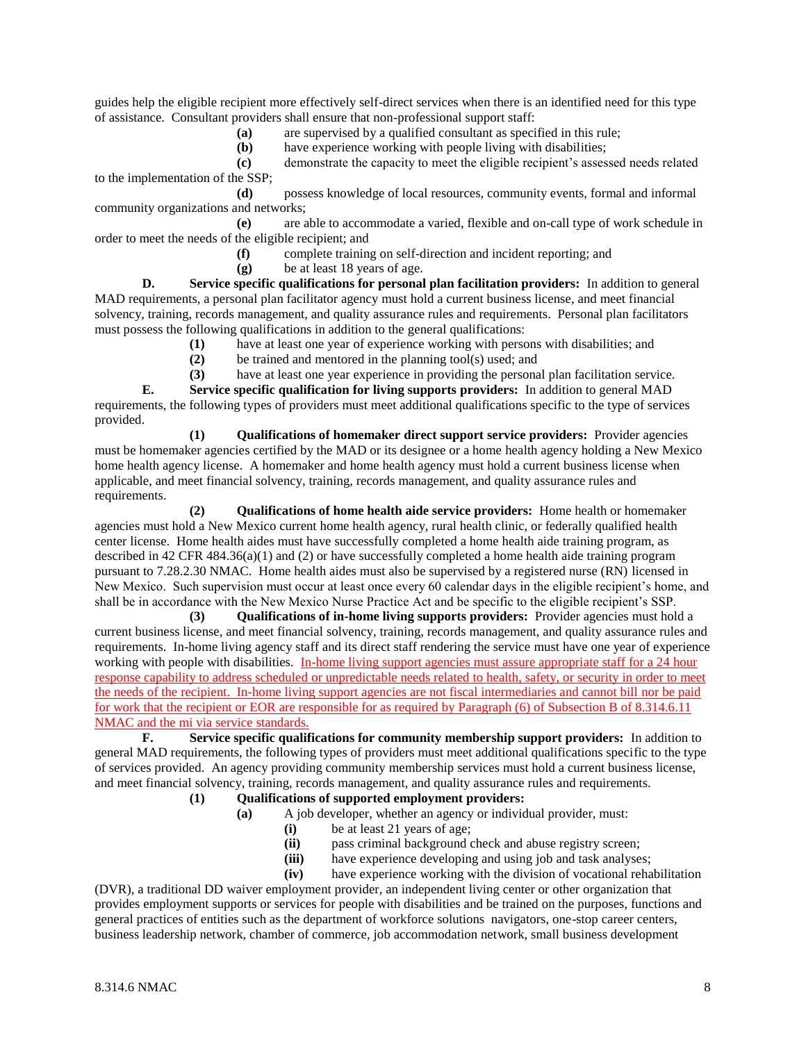guides help the eligible recipient more effectively self-direct services when there is an identified need for this type of assistance. Consultant providers shall ensure that non-professional support staff:

**(a)** are supervised by a qualified consultant as specified in this rule;

**(b)** have experience working with people living with disabilities;

**(c)** demonstrate the capacity to meet the eligible recipient's assessed needs related to the implementation of the SSP;

**(d)** possess knowledge of local resources, community events, formal and informal community organizations and networks;

**(e)** are able to accommodate a varied, flexible and on-call type of work schedule in order to meet the needs of the eligible recipient; and

**(f)** complete training on self-direction and incident reporting; and

**(g)** be at least 18 years of age.

**D. Service specific qualifications for personal plan facilitation providers:** In addition to general MAD requirements, a personal plan facilitator agency must hold a current business license, and meet financial solvency, training, records management, and quality assurance rules and requirements. Personal plan facilitators must possess the following qualifications in addition to the general qualifications:

**(1)** have at least one year of experience working with persons with disabilities; and

**(2)** be trained and mentored in the planning tool(s) used; and

**(3)** have at least one year experience in providing the personal plan facilitation service.

**E. Service specific qualification for living supports providers:** In addition to general MAD requirements, the following types of providers must meet additional qualifications specific to the type of services provided.

**(1) Qualifications of homemaker direct support service providers:** Provider agencies must be homemaker agencies certified by the MAD or its designee or a home health agency holding a New Mexico home health agency license. A homemaker and home health agency must hold a current business license when applicable, and meet financial solvency, training, records management, and quality assurance rules and requirements.

**(2) Qualifications of home health aide service providers:** Home health or homemaker agencies must hold a New Mexico current home health agency, rural health clinic, or federally qualified health center license. Home health aides must have successfully completed a home health aide training program, as described in 42 CFR 484.36(a)(1) and (2) or have successfully completed a home health aide training program pursuant to 7.28.2.30 NMAC. Home health aides must also be supervised by a registered nurse (RN) licensed in New Mexico. Such supervision must occur at least once every 60 calendar days in the eligible recipient's home, and shall be in accordance with the New Mexico Nurse Practice Act and be specific to the eligible recipient's SSP.

**(3) Qualifications of in-home living supports providers:** Provider agencies must hold a current business license, and meet financial solvency, training, records management, and quality assurance rules and requirements. In-home living agency staff and its direct staff rendering the service must have one year of experience working with people with disabilities. In-home living support agencies must assure appropriate staff for a 24 hour response capability to address scheduled or unpredictable needs related to health, safety, or security in order to meet the needs of the recipient. In-home living support agencies are not fiscal intermediaries and cannot bill nor be paid for work that the recipient or EOR are responsible for as required by Paragraph (6) of Subsection B of 8.314.6.11 NMAC and the mi via service standards.

**F. Service specific qualifications for community membership support providers:** In addition to general MAD requirements, the following types of providers must meet additional qualifications specific to the type of services provided. An agency providing community membership services must hold a current business license, and meet financial solvency, training, records management, and quality assurance rules and requirements.

**(1) Qualifications of supported employment providers:**

**(a)** A job developer, whether an agency or individual provider, must:

**(i)** be at least 21 years of age;

**(ii)** pass criminal background check and abuse registry screen;

**(iii)** have experience developing and using job and task analyses;

**(iv)** have experience working with the division of vocational rehabilitation (DVR), a traditional DD waiver employment provider, an independent living center or other organization that provides employment supports or services for people with disabilities and be trained on the purposes, functions and general practices of entities such as the department of workforce solutions navigators, one-stop career centers, business leadership network, chamber of commerce, job accommodation network, small business development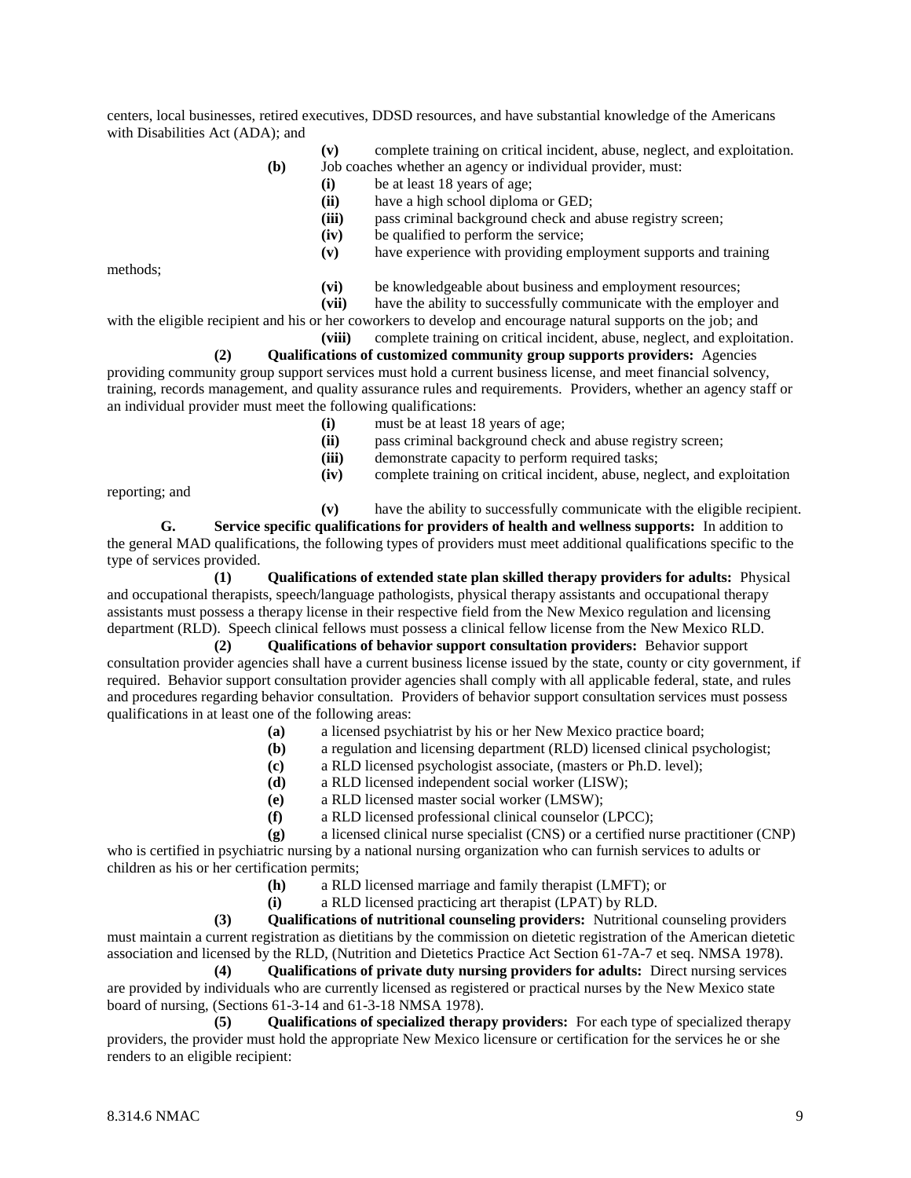centers, local businesses, retired executives, DDSD resources, and have substantial knowledge of the Americans with Disabilities Act (ADA); and

**(v)** complete training on critical incident, abuse, neglect, and exploitation.

**(b)** Job coaches whether an agency or individual provider, must:

**(i)** be at least 18 years of age;

**(ii)** have a high school diploma or GED;

**(iii)** pass criminal background check and abuse registry screen;

**(iv)** be qualified to perform the service;

**(v)** have experience with providing employment supports and training methods;

**(vi)** be knowledgeable about business and employment resources;

**(vii)** have the ability to successfully communicate with the employer and with the eligible recipient and his or her coworkers to develop and encourage natural supports on the job; and

**(viii)** complete training on critical incident, abuse, neglect, and exploitation.

**(2) Qualifications of customized community group supports providers:** Agencies providing community group support services must hold a current business license, and meet financial solvency, training, records management, and quality assurance rules and requirements. Providers, whether an agency staff or an individual provider must meet the following qualifications:

**(i)** must be at least 18 years of age;

**(ii)** pass criminal background check and abuse registry screen;

**(iii)** demonstrate capacity to perform required tasks;

**(iv)** complete training on critical incident, abuse, neglect, and exploitation reporting; and

**(v)** have the ability to successfully communicate with the eligible recipient.

**G. Service specific qualifications for providers of health and wellness supports:** In addition to the general MAD qualifications, the following types of providers must meet additional qualifications specific to the type of services provided.

**(1) Qualifications of extended state plan skilled therapy providers for adults:** Physical and occupational therapists, speech/language pathologists, physical therapy assistants and occupational therapy assistants must possess a therapy license in their respective field from the New Mexico regulation and licensing department (RLD). Speech clinical fellows must possess a clinical fellow license from the New Mexico RLD.

**(2) Qualifications of behavior support consultation providers:** Behavior support consultation provider agencies shall have a current business license issued by the state, county or city government, if required. Behavior support consultation provider agencies shall comply with all applicable federal, state, and rules and procedures regarding behavior consultation. Providers of behavior support consultation services must possess qualifications in at least one of the following areas:

**(a)** a licensed psychiatrist by his or her New Mexico practice board;

**(b)** a regulation and licensing department (RLD) licensed clinical psychologist;

**(c)** a RLD licensed psychologist associate, (masters or Ph.D. level);

**(d)** a RLD licensed independent social worker (LISW);

**(e)** a RLD licensed master social worker (LMSW);

**(f)** a RLD licensed professional clinical counselor (LPCC);

**(g)** a licensed clinical nurse specialist (CNS) or a certified nurse practitioner (CNP) who is certified in psychiatric nursing by a national nursing organization who can furnish services to adults or children as his or her certification permits;

**(h)** a RLD licensed marriage and family therapist (LMFT); or

**(i)** a RLD licensed practicing art therapist (LPAT) by RLD.

**(3) Qualifications of nutritional counseling providers:** Nutritional counseling providers must maintain a current registration as dietitians by the commission on dietetic registration of the American dietetic association and licensed by the RLD, (Nutrition and Dietetics Practice Act Section 61-7A-7 et seq. NMSA 1978).

**(4) Qualifications of private duty nursing providers for adults:** Direct nursing services are provided by individuals who are currently licensed as registered or practical nurses by the New Mexico state board of nursing, (Sections 61-3-14 and 61-3-18 NMSA 1978).

**(5) Qualifications of specialized therapy providers:** For each type of specialized therapy providers, the provider must hold the appropriate New Mexico licensure or certification for the services he or she renders to an eligible recipient: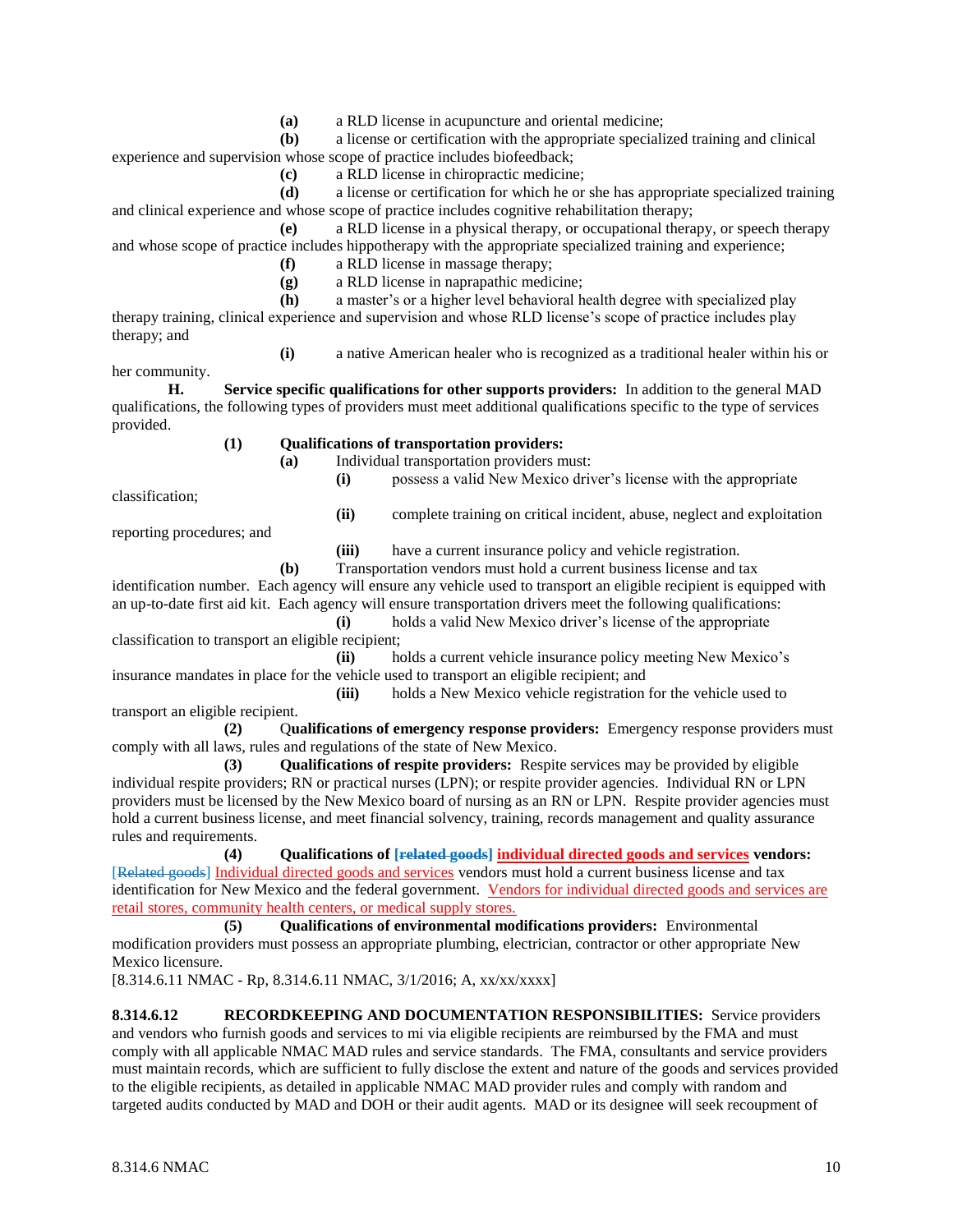**(a)** a RLD license in acupuncture and oriental medicine;

**(b)** a license or certification with the appropriate specialized training and clinical experience and supervision whose scope of practice includes biofeedback;

**(c)** a RLD license in chiropractic medicine;

**(d)** a license or certification for which he or she has appropriate specialized training and clinical experience and whose scope of practice includes cognitive rehabilitation therapy;

**(e)** a RLD license in a physical therapy, or occupational therapy, or speech therapy and whose scope of practice includes hippotherapy with the appropriate specialized training and experience;

**(f)** a RLD license in massage therapy;

**(g)** a RLD license in naprapathic medicine;

**(h)** a master's or a higher level behavioral health degree with specialized play therapy training, clinical experience and supervision and whose RLD license's scope of practice includes play therapy; and

**(i)** a native American healer who is recognized as a traditional healer within his or her community.

**H. Service specific qualifications for other supports providers:** In addition to the general MAD qualifications, the following types of providers must meet additional qualifications specific to the type of services provided.

**(1) Qualifications of transportation providers:**

**(a)** Individual transportation providers must:

**(i)** possess a valid New Mexico driver's license with the appropriate classification;

**(ii)** complete training on critical incident, abuse, neglect and exploitation reporting procedures; and

**(iii)** have a current insurance policy and vehicle registration.

**(b)** Transportation vendors must hold a current business license and tax identification number. Each agency will ensure any vehicle used to transport an eligible recipient is equipped with an up-to-date first aid kit. Each agency will ensure transportation drivers meet the following qualifications:

**(i)** holds a valid New Mexico driver's license of the appropriate classification to transport an eligible recipient;

**(ii)** holds a current vehicle insurance policy meeting New Mexico's insurance mandates in place for the vehicle used to transport an eligible recipient; and

**(iii)** holds a New Mexico vehicle registration for the vehicle used to transport an eligible recipient.

**(2) Qualifications of emergency response providers:** Emergency response providers must comply with all laws, rules and regulations of the state of New Mexico.

**(3) Qualifications of respite providers:** Respite services may be provided by eligible individual respite providers; RN or practical nurses (LPN); or respite provider agencies. Individual RN or LPN providers must be licensed by the New Mexico board of nursing as an RN or LPN. Respite provider agencies must hold a current business license, and meet financial solvency, training, records management and quality assurance rules and requirements.

**(4) Qualifications of [~~related goods~~] <u>individual directed goods and services</u> vendors:** [~~Related goods~~] <u>Individual directed goods and services</u> vendors must hold a current business license and tax identification for New Mexico and the federal government. <u>Vendors for individual directed goods and services are retail stores, community health centers, or medical supply stores.</u>

**(5) Qualifications of environmental modifications providers:** Environmental modification providers must possess an appropriate plumbing, electrician, contractor or other appropriate New Mexico licensure.

[8.314.6.11 NMAC - Rp, 8.314.6.11 NMAC, 3/1/2016; A, xx/xx/xxxx]

**8.314.6.12 RECORDKEEPING AND DOCUMENTATION RESPONSIBILITIES:** Service providers and vendors who furnish goods and services to mi via eligible recipients are reimbursed by the FMA and must comply with all applicable NMAC MAD rules and service standards. The FMA, consultants and service providers must maintain records, which are sufficient to fully disclose the extent and nature of the goods and services provided to the eligible recipients, as detailed in applicable NMAC MAD provider rules and comply with random and targeted audits conducted by MAD and DOH or their audit agents. MAD or its designee will seek recoupment of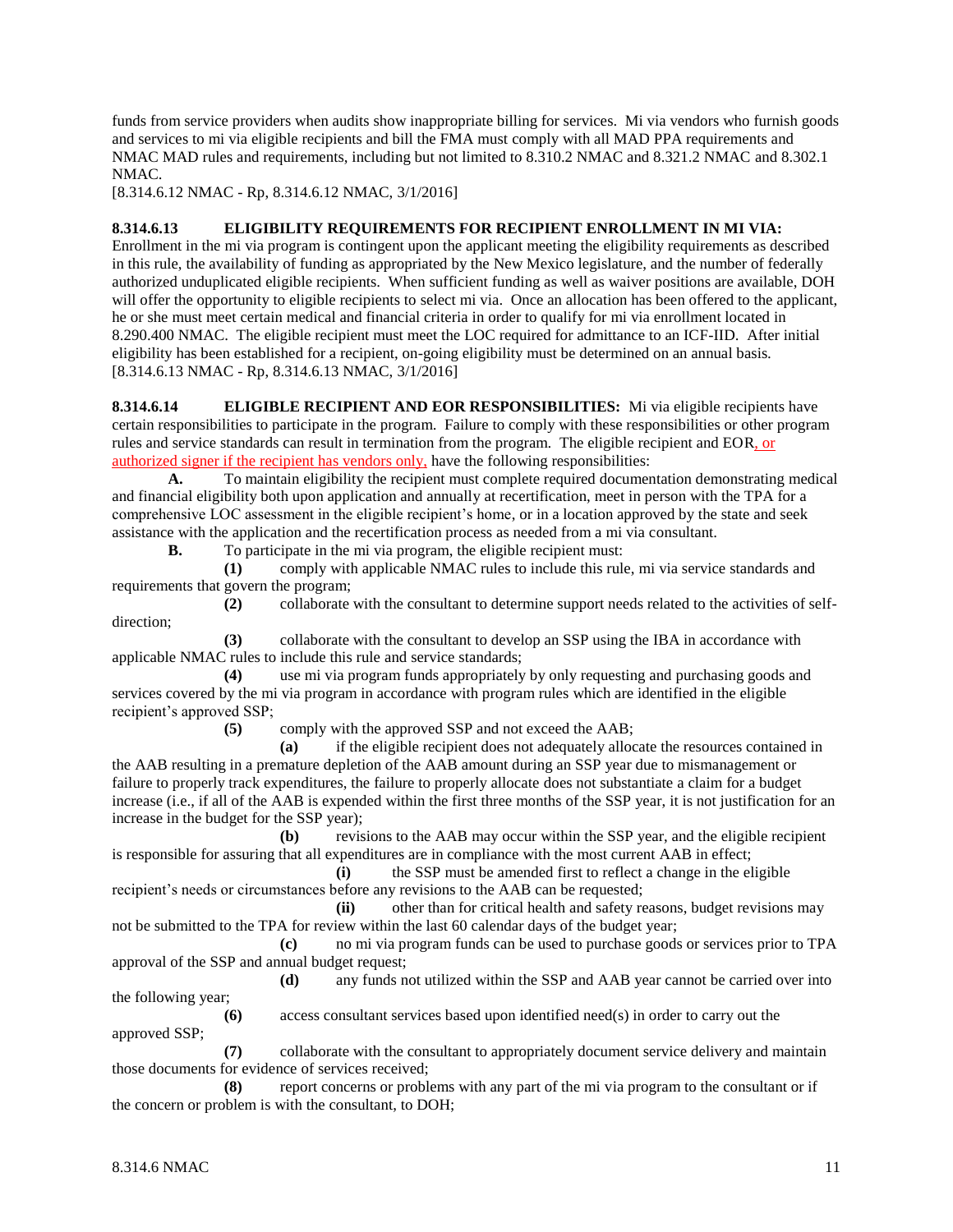funds from service providers when audits show inappropriate billing for services. Mi via vendors who furnish goods and services to mi via eligible recipients and bill the FMA must comply with all MAD PPA requirements and NMAC MAD rules and requirements, including but not limited to 8.310.2 NMAC and 8.321.2 NMAC and 8.302.1 NMAC.
[8.314.6.12 NMAC - Rp, 8.314.6.12 NMAC, 3/1/2016]

**8.314.6.13 ELIGIBILITY REQUIREMENTS FOR RECIPIENT ENROLLMENT IN MI VIA:** Enrollment in the mi via program is contingent upon the applicant meeting the eligibility requirements as described in this rule, the availability of funding as appropriated by the New Mexico legislature, and the number of federally authorized unduplicated eligible recipients. When sufficient funding as well as waiver positions are available, DOH will offer the opportunity to eligible recipients to select mi via. Once an allocation has been offered to the applicant, he or she must meet certain medical and financial criteria in order to qualify for mi via enrollment located in 8.290.400 NMAC. The eligible recipient must meet the LOC required for admittance to an ICF-IID. After initial eligibility has been established for a recipient, on-going eligibility must be determined on an annual basis.
[8.314.6.13 NMAC - Rp, 8.314.6.13 NMAC, 3/1/2016]

**8.314.6.14 ELIGIBLE RECIPIENT AND EOR RESPONSIBILITIES:** Mi via eligible recipients have certain responsibilities to participate in the program. Failure to comply with these responsibilities or other program rules and service standards can result in termination from the program. The eligible recipient and EOR, or authorized signer if the recipient has vendors only, have the following responsibilities:

**A.** To maintain eligibility the recipient must complete required documentation demonstrating medical and financial eligibility both upon application and annually at recertification, meet in person with the TPA for a comprehensive LOC assessment in the eligible recipient's home, or in a location approved by the state and seek assistance with the application and the recertification process as needed from a mi via consultant.

**B.** To participate in the mi via program, the eligible recipient must:

**(1)** comply with applicable NMAC rules to include this rule, mi via service standards and requirements that govern the program;

**(2)** collaborate with the consultant to determine support needs related to the activities of self-direction;

**(3)** collaborate with the consultant to develop an SSP using the IBA in accordance with applicable NMAC rules to include this rule and service standards;

**(4)** use mi via program funds appropriately by only requesting and purchasing goods and services covered by the mi via program in accordance with program rules which are identified in the eligible recipient's approved SSP;

**(5)** comply with the approved SSP and not exceed the AAB;

**(a)** if the eligible recipient does not adequately allocate the resources contained in the AAB resulting in a premature depletion of the AAB amount during an SSP year due to mismanagement or failure to properly track expenditures, the failure to properly allocate does not substantiate a claim for a budget increase (i.e., if all of the AAB is expended within the first three months of the SSP year, it is not justification for an increase in the budget for the SSP year);

**(b)** revisions to the AAB may occur within the SSP year, and the eligible recipient is responsible for assuring that all expenditures are in compliance with the most current AAB in effect;

**(i)** the SSP must be amended first to reflect a change in the eligible recipient's needs or circumstances before any revisions to the AAB can be requested;

**(ii)** other than for critical health and safety reasons, budget revisions may not be submitted to the TPA for review within the last 60 calendar days of the budget year;

**(c)** no mi via program funds can be used to purchase goods or services prior to TPA approval of the SSP and annual budget request;

**(d)** any funds not utilized within the SSP and AAB year cannot be carried over into the following year;

**(6)** access consultant services based upon identified need(s) in order to carry out the approved SSP;

**(7)** collaborate with the consultant to appropriately document service delivery and maintain those documents for evidence of services received;

**(8)** report concerns or problems with any part of the mi via program to the consultant or if the concern or problem is with the consultant, to DOH;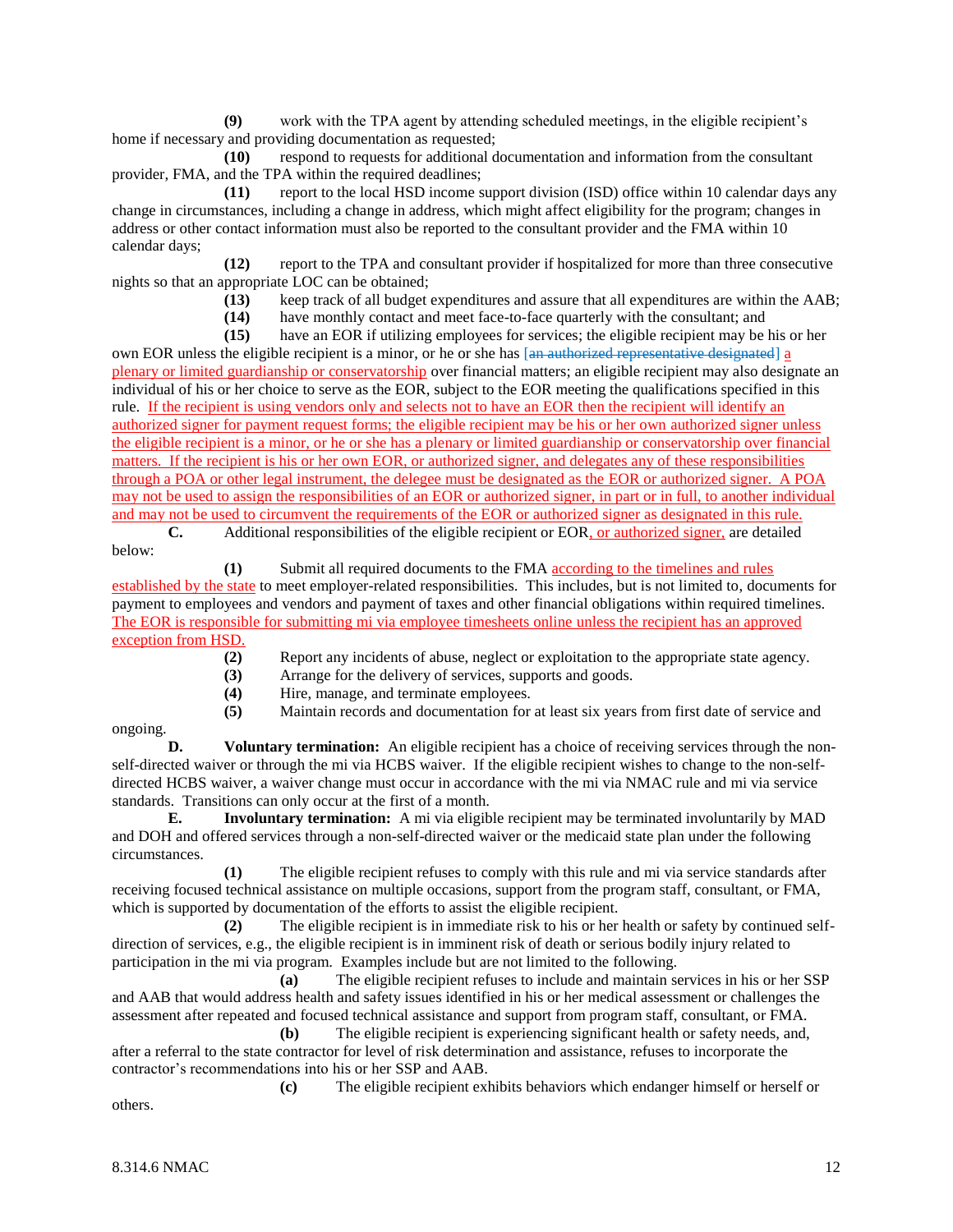**(9)** work with the TPA agent by attending scheduled meetings, in the eligible recipient's home if necessary and providing documentation as requested;

**(10)** respond to requests for additional documentation and information from the consultant provider, FMA, and the TPA within the required deadlines;

**(11)** report to the local HSD income support division (ISD) office within 10 calendar days any change in circumstances, including a change in address, which might affect eligibility for the program; changes in address or other contact information must also be reported to the consultant provider and the FMA within 10 calendar days;

**(12)** report to the TPA and consultant provider if hospitalized for more than three consecutive nights so that an appropriate LOC can be obtained;

**(13)** keep track of all budget expenditures and assure that all expenditures are within the AAB;

**(14)** have monthly contact and meet face-to-face quarterly with the consultant; and

**(15)** have an EOR if utilizing employees for services; the eligible recipient may be his or her own EOR unless the eligible recipient is a minor, or he or she has [~~an authorized representative designated~~] a plenary or limited guardianship or conservatorship over financial matters; an eligible recipient may also designate an individual of his or her choice to serve as the EOR, subject to the EOR meeting the qualifications specified in this rule. If the recipient is using vendors only and selects not to have an EOR then the recipient will identify an authorized signer for payment request forms; the eligible recipient may be his or her own authorized signer unless the eligible recipient is a minor, or he or she has a plenary or limited guardianship or conservatorship over financial matters. If the recipient is his or her own EOR, or authorized signer, and delegates any of these responsibilities through a POA or other legal instrument, the delegee must be designated as the EOR or authorized signer. A POA may not be used to assign the responsibilities of an EOR or authorized signer, in part or in full, to another individual and may not be used to circumvent the requirements of the EOR or authorized signer as designated in this rule.

**C.** Additional responsibilities of the eligible recipient or EOR, or authorized signer, are detailed below:

**(1)** Submit all required documents to the FMA according to the timelines and rules established by the state to meet employer-related responsibilities. This includes, but is not limited to, documents for payment to employees and vendors and payment of taxes and other financial obligations within required timelines. The EOR is responsible for submitting mi via employee timesheets online unless the recipient has an approved exception from HSD.

**(2)** Report any incidents of abuse, neglect or exploitation to the appropriate state agency.

**(3)** Arrange for the delivery of services, supports and goods.

**(4)** Hire, manage, and terminate employees.

**(5)** Maintain records and documentation for at least six years from first date of service and ongoing.

**D. Voluntary termination:** An eligible recipient has a choice of receiving services through the non-self-directed waiver or through the mi via HCBS waiver. If the eligible recipient wishes to change to the non-self-directed HCBS waiver, a waiver change must occur in accordance with the mi via NMAC rule and mi via service standards. Transitions can only occur at the first of a month.

**E. Involuntary termination:** A mi via eligible recipient may be terminated involuntarily by MAD and DOH and offered services through a non-self-directed waiver or the medicaid state plan under the following circumstances.

**(1)** The eligible recipient refuses to comply with this rule and mi via service standards after receiving focused technical assistance on multiple occasions, support from the program staff, consultant, or FMA, which is supported by documentation of the efforts to assist the eligible recipient.

**(2)** The eligible recipient is in immediate risk to his or her health or safety by continued self-direction of services, e.g., the eligible recipient is in imminent risk of death or serious bodily injury related to participation in the mi via program. Examples include but are not limited to the following.

**(a)** The eligible recipient refuses to include and maintain services in his or her SSP and AAB that would address health and safety issues identified in his or her medical assessment or challenges the assessment after repeated and focused technical assistance and support from program staff, consultant, or FMA.

**(b)** The eligible recipient is experiencing significant health or safety needs, and, after a referral to the state contractor for level of risk determination and assistance, refuses to incorporate the contractor's recommendations into his or her SSP and AAB.

**(c)** The eligible recipient exhibits behaviors which endanger himself or herself or others.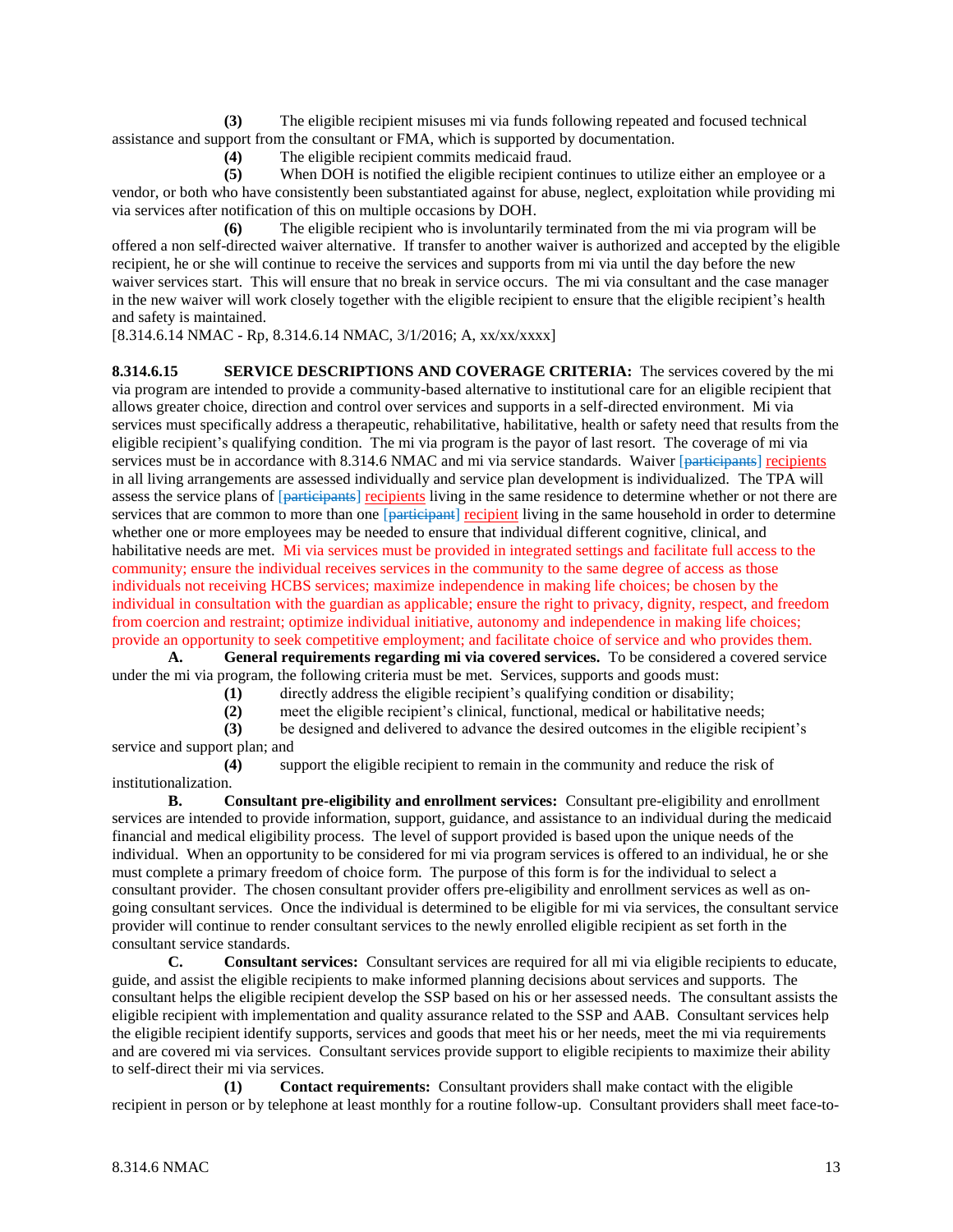**(3)** The eligible recipient misuses mi via funds following repeated and focused technical assistance and support from the consultant or FMA, which is supported by documentation.

**(4)** The eligible recipient commits medicaid fraud.

**(5)** When DOH is notified the eligible recipient continues to utilize either an employee or a vendor, or both who have consistently been substantiated against for abuse, neglect, exploitation while providing mi via services after notification of this on multiple occasions by DOH.

**(6)** The eligible recipient who is involuntarily terminated from the mi via program will be offered a non self-directed waiver alternative. If transfer to another waiver is authorized and accepted by the eligible recipient, he or she will continue to receive the services and supports from mi via until the day before the new waiver services start. This will ensure that no break in service occurs. The mi via consultant and the case manager in the new waiver will work closely together with the eligible recipient to ensure that the eligible recipient's health and safety is maintained.

[8.314.6.14 NMAC - Rp, 8.314.6.14 NMAC, 3/1/2016; A, xx/xx/xxxx]

**8.314.6.15 SERVICE DESCRIPTIONS AND COVERAGE CRITERIA:** The services covered by the mi via program are intended to provide a community-based alternative to institutional care for an eligible recipient that allows greater choice, direction and control over services and supports in a self-directed environment. Mi via services must specifically address a therapeutic, rehabilitative, habilitative, health or safety need that results from the eligible recipient's qualifying condition. The mi via program is the payor of last resort. The coverage of mi via services must be in accordance with 8.314.6 NMAC and mi via service standards. Waiver [~~participants~~] recipients in all living arrangements are assessed individually and service plan development is individualized. The TPA will assess the service plans of [~~participants~~] recipients living in the same residence to determine whether or not there are services that are common to more than one [~~participant~~] recipient living in the same household in order to determine whether one or more employees may be needed to ensure that individual different cognitive, clinical, and habilitative needs are met. Mi via services must be provided in integrated settings and facilitate full access to the community; ensure the individual receives services in the community to the same degree of access as those individuals not receiving HCBS services; maximize independence in making life choices; be chosen by the individual in consultation with the guardian as applicable; ensure the right to privacy, dignity, respect, and freedom from coercion and restraint; optimize individual initiative, autonomy and independence in making life choices; provide an opportunity to seek competitive employment; and facilitate choice of service and who provides them.

**A. General requirements regarding mi via covered services.** To be considered a covered service under the mi via program, the following criteria must be met. Services, supports and goods must:

**(1)** directly address the eligible recipient's qualifying condition or disability;

**(2)** meet the eligible recipient's clinical, functional, medical or habilitative needs;

**(3)** be designed and delivered to advance the desired outcomes in the eligible recipient's service and support plan; and

**(4)** support the eligible recipient to remain in the community and reduce the risk of institutionalization.

**B. Consultant pre-eligibility and enrollment services:** Consultant pre-eligibility and enrollment services are intended to provide information, support, guidance, and assistance to an individual during the medicaid financial and medical eligibility process. The level of support provided is based upon the unique needs of the individual. When an opportunity to be considered for mi via program services is offered to an individual, he or she must complete a primary freedom of choice form. The purpose of this form is for the individual to select a consultant provider. The chosen consultant provider offers pre-eligibility and enrollment services as well as on-going consultant services. Once the individual is determined to be eligible for mi via services, the consultant service provider will continue to render consultant services to the newly enrolled eligible recipient as set forth in the consultant service standards.

**C. Consultant services:** Consultant services are required for all mi via eligible recipients to educate, guide, and assist the eligible recipients to make informed planning decisions about services and supports. The consultant helps the eligible recipient develop the SSP based on his or her assessed needs. The consultant assists the eligible recipient with implementation and quality assurance related to the SSP and AAB. Consultant services help the eligible recipient identify supports, services and goods that meet his or her needs, meet the mi via requirements and are covered mi via services. Consultant services provide support to eligible recipients to maximize their ability to self-direct their mi via services.

**(1) Contact requirements:** Consultant providers shall make contact with the eligible recipient in person or by telephone at least monthly for a routine follow-up. Consultant providers shall meet face-to-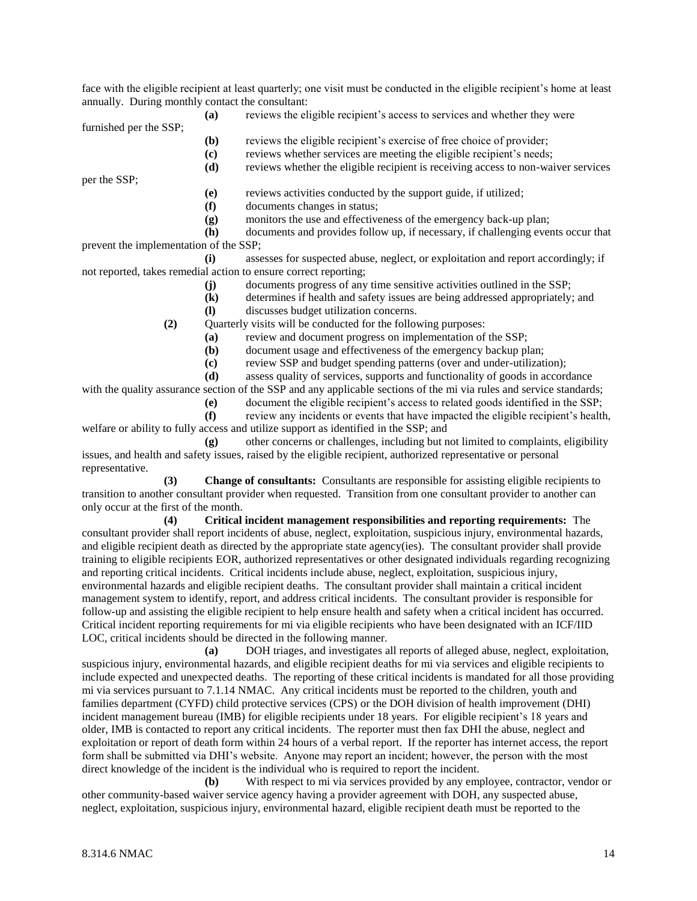face with the eligible recipient at least quarterly; one visit must be conducted in the eligible recipient's home at least annually. During monthly contact the consultant:

**(a)** reviews the eligible recipient's access to services and whether they were furnished per the SSP;

**(b)** reviews the eligible recipient's exercise of free choice of provider;

**(c)** reviews whether services are meeting the eligible recipient's needs;

**(d)** reviews whether the eligible recipient is receiving access to non-waiver services per the SSP;

**(e)** reviews activities conducted by the support guide, if utilized;

**(f)** documents changes in status;

**(g)** monitors the use and effectiveness of the emergency back-up plan;

**(h)** documents and provides follow up, if necessary, if challenging events occur that prevent the implementation of the SSP;

**(i)** assesses for suspected abuse, neglect, or exploitation and report accordingly; if not reported, takes remedial action to ensure correct reporting;

**(j)** documents progress of any time sensitive activities outlined in the SSP;

**(k)** determines if health and safety issues are being addressed appropriately; and

**(l)** discusses budget utilization concerns.

**(2)** Quarterly visits will be conducted for the following purposes:

**(a)** review and document progress on implementation of the SSP;

**(b)** document usage and effectiveness of the emergency backup plan;

**(c)** review SSP and budget spending patterns (over and under-utilization);

**(d)** assess quality of services, supports and functionality of goods in accordance with the quality assurance section of the SSP and any applicable sections of the mi via rules and service standards;

**(e)** document the eligible recipient's access to related goods identified in the SSP;

**(f)** review any incidents or events that have impacted the eligible recipient's health, welfare or ability to fully access and utilize support as identified in the SSP; and

**(g)** other concerns or challenges, including but not limited to complaints, eligibility issues, and health and safety issues, raised by the eligible recipient, authorized representative or personal representative.

**(3) Change of consultants:** Consultants are responsible for assisting eligible recipients to transition to another consultant provider when requested. Transition from one consultant provider to another can only occur at the first of the month.

**(4) Critical incident management responsibilities and reporting requirements:** The consultant provider shall report incidents of abuse, neglect, exploitation, suspicious injury, environmental hazards, and eligible recipient death as directed by the appropriate state agency(ies). The consultant provider shall provide training to eligible recipients EOR, authorized representatives or other designated individuals regarding recognizing and reporting critical incidents. Critical incidents include abuse, neglect, exploitation, suspicious injury, environmental hazards and eligible recipient deaths. The consultant provider shall maintain a critical incident management system to identify, report, and address critical incidents. The consultant provider is responsible for follow-up and assisting the eligible recipient to help ensure health and safety when a critical incident has occurred. Critical incident reporting requirements for mi via eligible recipients who have been designated with an ICF/IID LOC, critical incidents should be directed in the following manner.

**(a)** DOH triages, and investigates all reports of alleged abuse, neglect, exploitation, suspicious injury, environmental hazards, and eligible recipient deaths for mi via services and eligible recipients to include expected and unexpected deaths. The reporting of these critical incidents is mandated for all those providing mi via services pursuant to 7.1.14 NMAC. Any critical incidents must be reported to the children, youth and families department (CYFD) child protective services (CPS) or the DOH division of health improvement (DHI) incident management bureau (IMB) for eligible recipients under 18 years. For eligible recipient's 18 years and older, IMB is contacted to report any critical incidents. The reporter must then fax DHI the abuse, neglect and exploitation or report of death form within 24 hours of a verbal report. If the reporter has internet access, the report form shall be submitted via DHI's website. Anyone may report an incident; however, the person with the most direct knowledge of the incident is the individual who is required to report the incident.

**(b)** With respect to mi via services provided by any employee, contractor, vendor or other community-based waiver service agency having a provider agreement with DOH, any suspected abuse, neglect, exploitation, suspicious injury, environmental hazard, eligible recipient death must be reported to the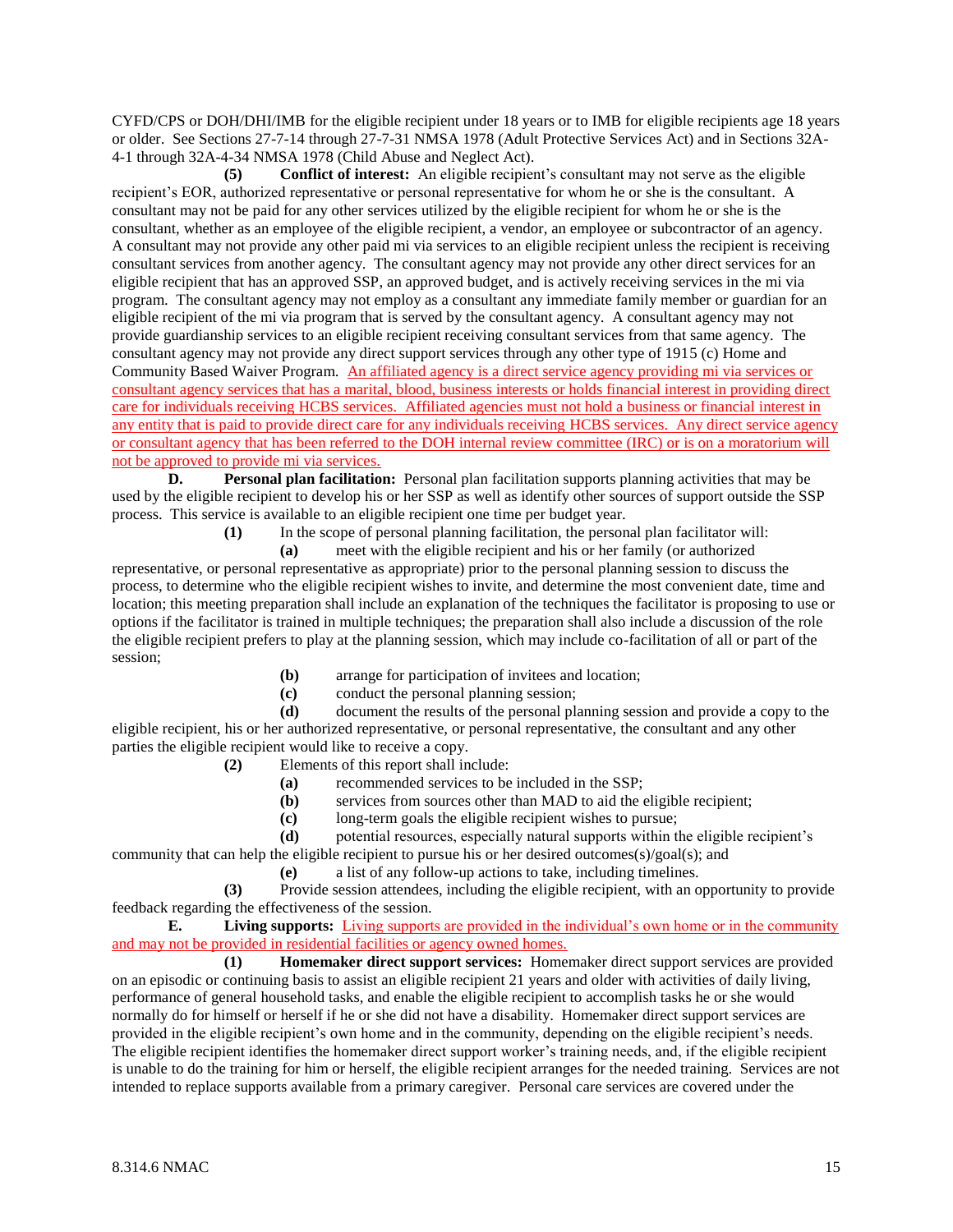CYFD/CPS or DOH/DHI/IMB for the eligible recipient under 18 years or to IMB for eligible recipients age 18 years or older. See Sections 27-7-14 through 27-7-31 NMSA 1978 (Adult Protective Services Act) and in Sections 32A-4-1 through 32A-4-34 NMSA 1978 (Child Abuse and Neglect Act).

**(5) Conflict of interest:** An eligible recipient's consultant may not serve as the eligible recipient's EOR, authorized representative or personal representative for whom he or she is the consultant. A consultant may not be paid for any other services utilized by the eligible recipient for whom he or she is the consultant, whether as an employee of the eligible recipient, a vendor, an employee or subcontractor of an agency. A consultant may not provide any other paid mi via services to an eligible recipient unless the recipient is receiving consultant services from another agency. The consultant agency may not provide any other direct services for an eligible recipient that has an approved SSP, an approved budget, and is actively receiving services in the mi via program. The consultant agency may not employ as a consultant any immediate family member or guardian for an eligible recipient of the mi via program that is served by the consultant agency. A consultant agency may not provide guardianship services to an eligible recipient receiving consultant services from that same agency. The consultant agency may not provide any direct support services through any other type of 1915 (c) Home and Community Based Waiver Program. An affiliated agency is a direct service agency providing mi via services or consultant agency services that has a marital, blood, business interests or holds financial interest in providing direct care for individuals receiving HCBS services. Affiliated agencies must not hold a business or financial interest in any entity that is paid to provide direct care for any individuals receiving HCBS services. Any direct service agency or consultant agency that has been referred to the DOH internal review committee (IRC) or is on a moratorium will not be approved to provide mi via services.

**D. Personal plan facilitation:** Personal plan facilitation supports planning activities that may be used by the eligible recipient to develop his or her SSP as well as identify other sources of support outside the SSP process. This service is available to an eligible recipient one time per budget year.

**(1)** In the scope of personal planning facilitation, the personal plan facilitator will:

**(a)** meet with the eligible recipient and his or her family (or authorized representative, or personal representative as appropriate) prior to the personal planning session to discuss the process, to determine who the eligible recipient wishes to invite, and determine the most convenient date, time and location; this meeting preparation shall include an explanation of the techniques the facilitator is proposing to use or options if the facilitator is trained in multiple techniques; the preparation shall also include a discussion of the role the eligible recipient prefers to play at the planning session, which may include co-facilitation of all or part of the session;

**(b)** arrange for participation of invitees and location;

**(c)** conduct the personal planning session;

**(d)** document the results of the personal planning session and provide a copy to the eligible recipient, his or her authorized representative, or personal representative, the consultant and any other parties the eligible recipient would like to receive a copy.

**(2)** Elements of this report shall include:

**(a)** recommended services to be included in the SSP;

**(b)** services from sources other than MAD to aid the eligible recipient;

**(c)** long-term goals the eligible recipient wishes to pursue;

**(d)** potential resources, especially natural supports within the eligible recipient's community that can help the eligible recipient to pursue his or her desired outcomes(s)/goal(s); and

**(e)** a list of any follow-up actions to take, including timelines.

**(3)** Provide session attendees, including the eligible recipient, with an opportunity to provide feedback regarding the effectiveness of the session.

**E. Living supports:** Living supports are provided in the individual's own home or in the community and may not be provided in residential facilities or agency owned homes.

**(1) Homemaker direct support services:** Homemaker direct support services are provided on an episodic or continuing basis to assist an eligible recipient 21 years and older with activities of daily living, performance of general household tasks, and enable the eligible recipient to accomplish tasks he or she would normally do for himself or herself if he or she did not have a disability. Homemaker direct support services are provided in the eligible recipient's own home and in the community, depending on the eligible recipient's needs. The eligible recipient identifies the homemaker direct support worker's training needs, and, if the eligible recipient is unable to do the training for him or herself, the eligible recipient arranges for the needed training. Services are not intended to replace supports available from a primary caregiver. Personal care services are covered under the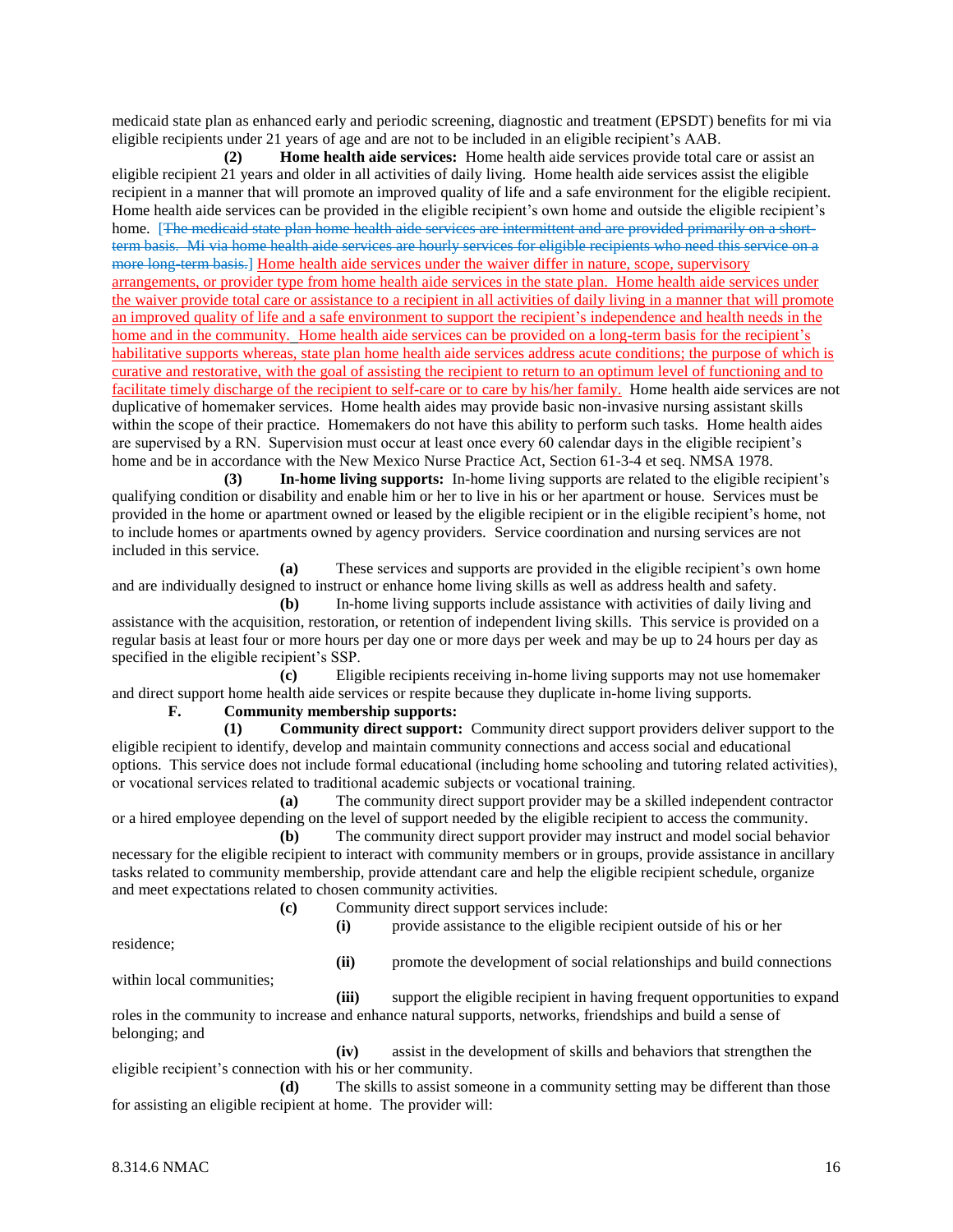medicaid state plan as enhanced early and periodic screening, diagnostic and treatment (EPSDT) benefits for mi via eligible recipients under 21 years of age and are not to be included in an eligible recipient's AAB.

**(2) Home health aide services:** Home health aide services provide total care or assist an eligible recipient 21 years and older in all activities of daily living. Home health aide services assist the eligible recipient in a manner that will promote an improved quality of life and a safe environment for the eligible recipient. Home health aide services can be provided in the eligible recipient's own home and outside the eligible recipient's home. [~~The medicaid state plan home health aide services are intermittent and are provided primarily on a short-term basis. Mi via home health aide services are hourly services for eligible recipients who need this service on a more long-term basis.~~] Home health aide services under the waiver differ in nature, scope, supervisory arrangements, or provider type from home health aide services in the state plan. Home health aide services under the waiver provide total care or assistance to a recipient in all activities of daily living in a manner that will promote an improved quality of life and a safe environment to support the recipient's independence and health needs in the home and in the community. Home health aide services can be provided on a long-term basis for the recipient's habilitative supports whereas, state plan home health aide services address acute conditions; the purpose of which is curative and restorative, with the goal of assisting the recipient to return to an optimum level of functioning and to facilitate timely discharge of the recipient to self-care or to care by his/her family. Home health aide services are not duplicative of homemaker services. Home health aides may provide basic non-invasive nursing assistant skills within the scope of their practice. Homemakers do not have this ability to perform such tasks. Home health aides are supervised by a RN. Supervision must occur at least once every 60 calendar days in the eligible recipient's home and be in accordance with the New Mexico Nurse Practice Act, Section 61-3-4 et seq. NMSA 1978.

**(3) In-home living supports:** In-home living supports are related to the eligible recipient's qualifying condition or disability and enable him or her to live in his or her apartment or house. Services must be provided in the home or apartment owned or leased by the eligible recipient or in the eligible recipient's home, not to include homes or apartments owned by agency providers. Service coordination and nursing services are not included in this service.

**(a)** These services and supports are provided in the eligible recipient's own home and are individually designed to instruct or enhance home living skills as well as address health and safety.

**(b)** In-home living supports include assistance with activities of daily living and assistance with the acquisition, restoration, or retention of independent living skills. This service is provided on a regular basis at least four or more hours per day one or more days per week and may be up to 24 hours per day as specified in the eligible recipient's SSP.

**(c)** Eligible recipients receiving in-home living supports may not use homemaker and direct support home health aide services or respite because they duplicate in-home living supports.

**F. Community membership supports:**

**(1) Community direct support:** Community direct support providers deliver support to the eligible recipient to identify, develop and maintain community connections and access social and educational options. This service does not include formal educational (including home schooling and tutoring related activities), or vocational services related to traditional academic subjects or vocational training.

**(a)** The community direct support provider may be a skilled independent contractor or a hired employee depending on the level of support needed by the eligible recipient to access the community.

**(b)** The community direct support provider may instruct and model social behavior necessary for the eligible recipient to interact with community members or in groups, provide assistance in ancillary tasks related to community membership, provide attendant care and help the eligible recipient schedule, organize and meet expectations related to chosen community activities.

**(c)** Community direct support services include:

**(i)** provide assistance to the eligible recipient outside of his or her residence;

**(ii)** promote the development of social relationships and build connections within local communities;

**(iii)** support the eligible recipient in having frequent opportunities to expand roles in the community to increase and enhance natural supports, networks, friendships and build a sense of belonging; and

**(iv)** assist in the development of skills and behaviors that strengthen the eligible recipient's connection with his or her community.

**(d)** The skills to assist someone in a community setting may be different than those for assisting an eligible recipient at home. The provider will: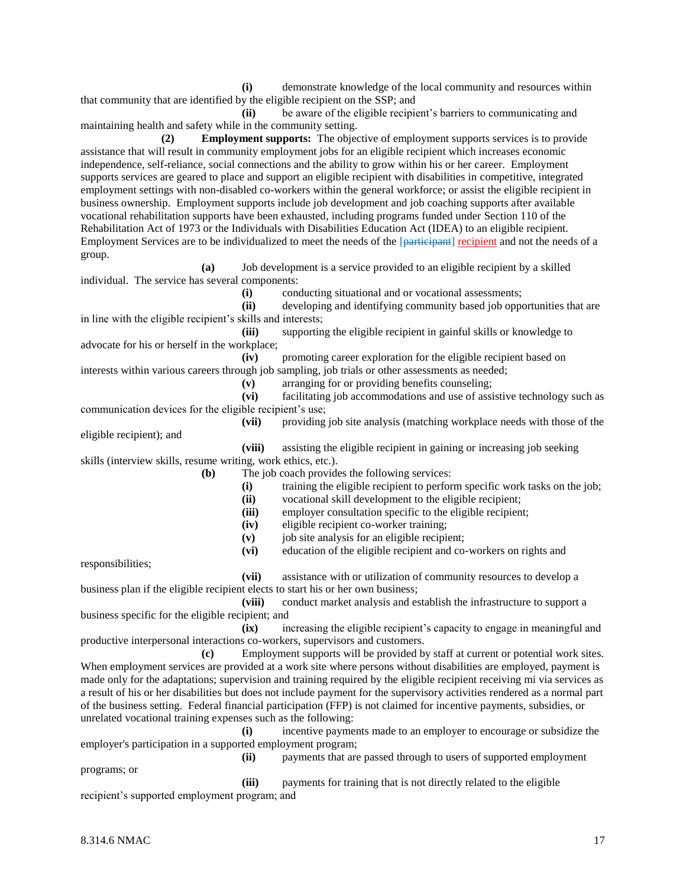**(i)** demonstrate knowledge of the local community and resources within that community that are identified by the eligible recipient on the SSP; and

**(ii)** be aware of the eligible recipient's barriers to communicating and maintaining health and safety while in the community setting.

**(2) Employment supports:** The objective of employment supports services is to provide assistance that will result in community employment jobs for an eligible recipient which increases economic independence, self-reliance, social connections and the ability to grow within his or her career. Employment supports services are geared to place and support an eligible recipient with disabilities in competitive, integrated employment settings with non-disabled co-workers within the general workforce; or assist the eligible recipient in business ownership. Employment supports include job development and job coaching supports after available vocational rehabilitation supports have been exhausted, including programs funded under Section 110 of the Rehabilitation Act of 1973 or the Individuals with Disabilities Education Act (IDEA) to an eligible recipient. Employment Services are to be individualized to meet the needs of the ~~[participant]~~ recipient and not the needs of a group.

**(a)** Job development is a service provided to an eligible recipient by a skilled individual. The service has several components:

**(i)** conducting situational and or vocational assessments;

**(ii)** developing and identifying community based job opportunities that are in line with the eligible recipient's skills and interests;

**(iii)** supporting the eligible recipient in gainful skills or knowledge to advocate for his or herself in the workplace;

**(iv)** promoting career exploration for the eligible recipient based on interests within various careers through job sampling, job trials or other assessments as needed;

**(v)** arranging for or providing benefits counseling;

**(vi)** facilitating job accommodations and use of assistive technology such as communication devices for the eligible recipient's use;

**(vii)** providing job site analysis (matching workplace needs with those of the eligible recipient); and

**(viii)** assisting the eligible recipient in gaining or increasing job seeking skills (interview skills, resume writing, work ethics, etc.).

**(b)** The job coach provides the following services:

**(i)** training the eligible recipient to perform specific work tasks on the job;

**(ii)** vocational skill development to the eligible recipient;

**(iii)** employer consultation specific to the eligible recipient;

**(iv)** eligible recipient co-worker training;

**(v)** job site analysis for an eligible recipient;

**(vi)** education of the eligible recipient and co-workers on rights and responsibilities;

**(vii)** assistance with or utilization of community resources to develop a business plan if the eligible recipient elects to start his or her own business;

**(viii)** conduct market analysis and establish the infrastructure to support a business specific for the eligible recipient; and

**(ix)** increasing the eligible recipient's capacity to engage in meaningful and productive interpersonal interactions co-workers, supervisors and customers.

**(c)** Employment supports will be provided by staff at current or potential work sites. When employment services are provided at a work site where persons without disabilities are employed, payment is made only for the adaptations; supervision and training required by the eligible recipient receiving mi via services as a result of his or her disabilities but does not include payment for the supervisory activities rendered as a normal part of the business setting. Federal financial participation (FFP) is not claimed for incentive payments, subsidies, or unrelated vocational training expenses such as the following:

**(i)** incentive payments made to an employer to encourage or subsidize the employer's participation in a supported employment program;

**(ii)** payments that are passed through to users of supported employment programs; or

**(iii)** payments for training that is not directly related to the eligible recipient's supported employment program; and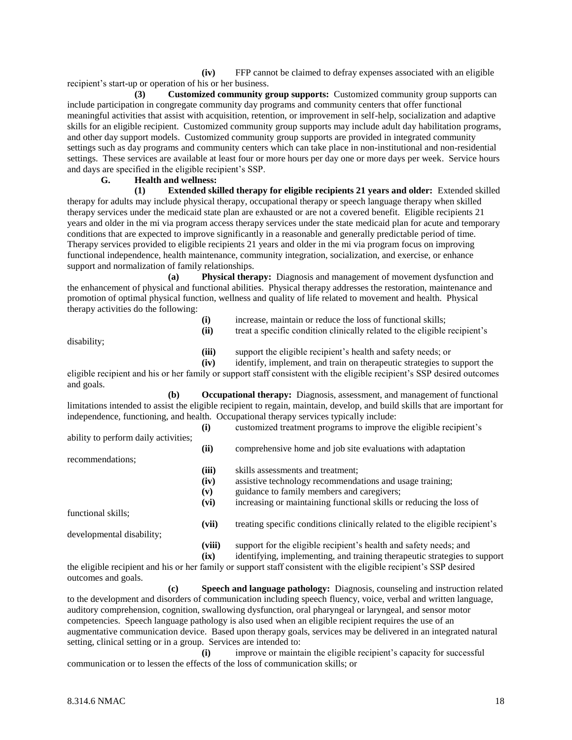**(iv)** FFP cannot be claimed to defray expenses associated with an eligible recipient's start-up or operation of his or her business.

**(3) Customized community group supports:** Customized community group supports can include participation in congregate community day programs and community centers that offer functional meaningful activities that assist with acquisition, retention, or improvement in self-help, socialization and adaptive skills for an eligible recipient. Customized community group supports may include adult day habilitation programs, and other day support models. Customized community group supports are provided in integrated community settings such as day programs and community centers which can take place in non-institutional and non-residential settings. These services are available at least four or more hours per day one or more days per week. Service hours and days are specified in the eligible recipient's SSP.

**G. Health and wellness:**

**(1) Extended skilled therapy for eligible recipients 21 years and older:** Extended skilled therapy for adults may include physical therapy, occupational therapy or speech language therapy when skilled therapy services under the medicaid state plan are exhausted or are not a covered benefit. Eligible recipients 21 years and older in the mi via program access therapy services under the state medicaid plan for acute and temporary conditions that are expected to improve significantly in a reasonable and generally predictable period of time. Therapy services provided to eligible recipients 21 years and older in the mi via program focus on improving functional independence, health maintenance, community integration, socialization, and exercise, or enhance support and normalization of family relationships.

**(a) Physical therapy:** Diagnosis and management of movement dysfunction and the enhancement of physical and functional abilities. Physical therapy addresses the restoration, maintenance and promotion of optimal physical function, wellness and quality of life related to movement and health. Physical therapy activities do the following:

**(i)** increase, maintain or reduce the loss of functional skills;

**(ii)** treat a specific condition clinically related to the eligible recipient's disability;

**(iii)** support the eligible recipient's health and safety needs; or

**(iv)** identify, implement, and train on therapeutic strategies to support the eligible recipient and his or her family or support staff consistent with the eligible recipient's SSP desired outcomes and goals.

**(b) Occupational therapy:** Diagnosis, assessment, and management of functional limitations intended to assist the eligible recipient to regain, maintain, develop, and build skills that are important for independence, functioning, and health. Occupational therapy services typically include:

**(i)** customized treatment programs to improve the eligible recipient's ability to perform daily activities;

**(ii)** comprehensive home and job site evaluations with adaptation recommendations;

**(iii)** skills assessments and treatment;

**(iv)** assistive technology recommendations and usage training;

**(v)** guidance to family members and caregivers;

**(vi)** increasing or maintaining functional skills or reducing the loss of functional skills;

**(vii)** treating specific conditions clinically related to the eligible recipient's developmental disability;

**(viii)** support for the eligible recipient's health and safety needs; and

**(ix)** identifying, implementing, and training therapeutic strategies to support the eligible recipient and his or her family or support staff consistent with the eligible recipient's SSP desired outcomes and goals.

**(c) Speech and language pathology:** Diagnosis, counseling and instruction related to the development and disorders of communication including speech fluency, voice, verbal and written language, auditory comprehension, cognition, swallowing dysfunction, oral pharyngeal or laryngeal, and sensor motor competencies. Speech language pathology is also used when an eligible recipient requires the use of an augmentative communication device. Based upon therapy goals, services may be delivered in an integrated natural setting, clinical setting or in a group. Services are intended to:

**(i)** improve or maintain the eligible recipient's capacity for successful communication or to lessen the effects of the loss of communication skills; or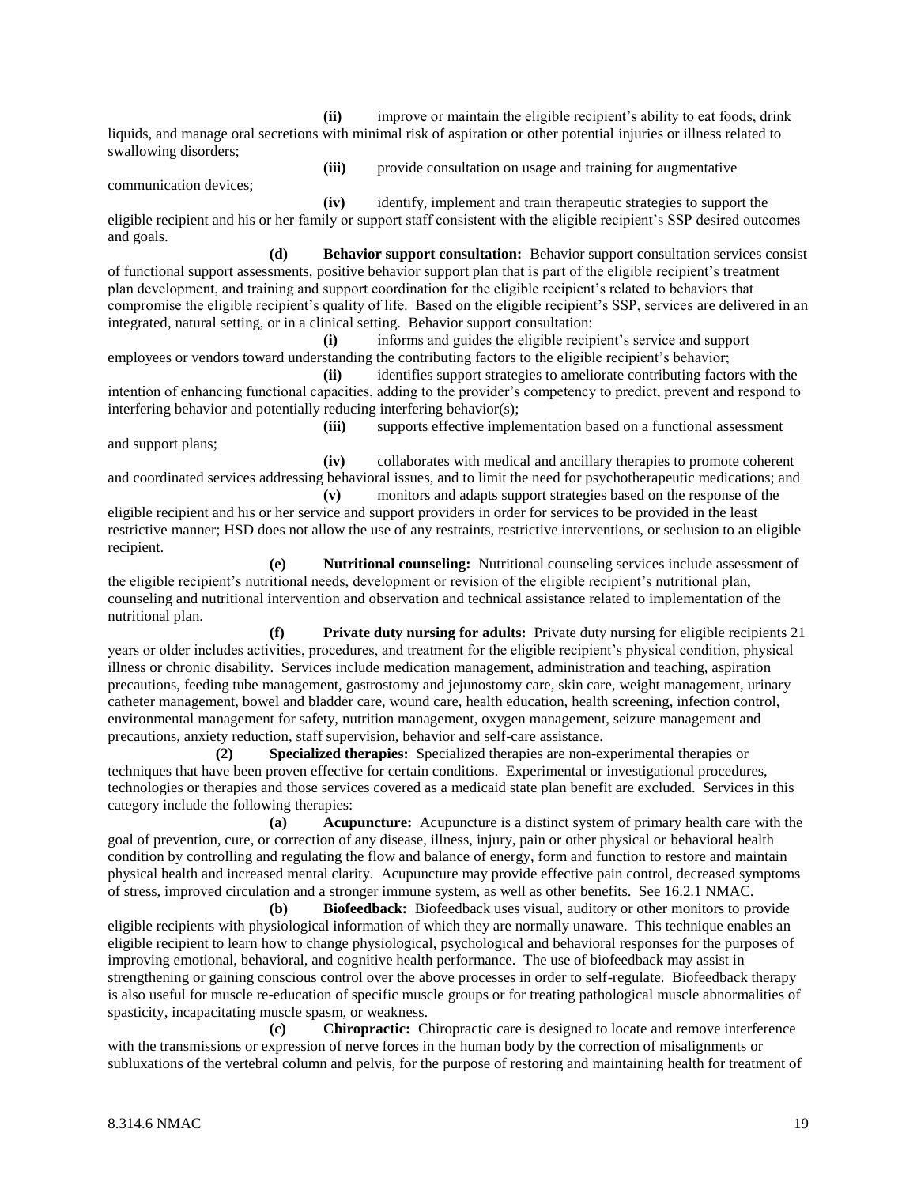**(ii)** improve or maintain the eligible recipient's ability to eat foods, drink liquids, and manage oral secretions with minimal risk of aspiration or other potential injuries or illness related to swallowing disorders;

**(iii)** provide consultation on usage and training for augmentative communication devices;

**(iv)** identify, implement and train therapeutic strategies to support the eligible recipient and his or her family or support staff consistent with the eligible recipient's SSP desired outcomes and goals.

**(d) Behavior support consultation:** Behavior support consultation services consist of functional support assessments, positive behavior support plan that is part of the eligible recipient's treatment plan development, and training and support coordination for the eligible recipient's related to behaviors that compromise the eligible recipient's quality of life. Based on the eligible recipient's SSP, services are delivered in an integrated, natural setting, or in a clinical setting. Behavior support consultation:

**(i)** informs and guides the eligible recipient's service and support employees or vendors toward understanding the contributing factors to the eligible recipient's behavior;

**(ii)** identifies support strategies to ameliorate contributing factors with the intention of enhancing functional capacities, adding to the provider's competency to predict, prevent and respond to interfering behavior and potentially reducing interfering behavior(s);

**(iii)** supports effective implementation based on a functional assessment and support plans;

**(iv)** collaborates with medical and ancillary therapies to promote coherent and coordinated services addressing behavioral issues, and to limit the need for psychotherapeutic medications; and

**(v)** monitors and adapts support strategies based on the response of the eligible recipient and his or her service and support providers in order for services to be provided in the least restrictive manner; HSD does not allow the use of any restraints, restrictive interventions, or seclusion to an eligible recipient.

**(e) Nutritional counseling:** Nutritional counseling services include assessment of the eligible recipient's nutritional needs, development or revision of the eligible recipient's nutritional plan, counseling and nutritional intervention and observation and technical assistance related to implementation of the nutritional plan.

**(f) Private duty nursing for adults:** Private duty nursing for eligible recipients 21 years or older includes activities, procedures, and treatment for the eligible recipient's physical condition, physical illness or chronic disability. Services include medication management, administration and teaching, aspiration precautions, feeding tube management, gastrostomy and jejunostomy care, skin care, weight management, urinary catheter management, bowel and bladder care, wound care, health education, health screening, infection control, environmental management for safety, nutrition management, oxygen management, seizure management and precautions, anxiety reduction, staff supervision, behavior and self-care assistance.

**(2) Specialized therapies:** Specialized therapies are non-experimental therapies or techniques that have been proven effective for certain conditions. Experimental or investigational procedures, technologies or therapies and those services covered as a medicaid state plan benefit are excluded. Services in this category include the following therapies:

**(a) Acupuncture:** Acupuncture is a distinct system of primary health care with the goal of prevention, cure, or correction of any disease, illness, injury, pain or other physical or behavioral health condition by controlling and regulating the flow and balance of energy, form and function to restore and maintain physical health and increased mental clarity. Acupuncture may provide effective pain control, decreased symptoms of stress, improved circulation and a stronger immune system, as well as other benefits. See 16.2.1 NMAC.

**(b) Biofeedback:** Biofeedback uses visual, auditory or other monitors to provide eligible recipients with physiological information of which they are normally unaware. This technique enables an eligible recipient to learn how to change physiological, psychological and behavioral responses for the purposes of improving emotional, behavioral, and cognitive health performance. The use of biofeedback may assist in strengthening or gaining conscious control over the above processes in order to self-regulate. Biofeedback therapy is also useful for muscle re-education of specific muscle groups or for treating pathological muscle abnormalities of spasticity, incapacitating muscle spasm, or weakness.

**(c) Chiropractic:** Chiropractic care is designed to locate and remove interference with the transmissions or expression of nerve forces in the human body by the correction of misalignments or subluxations of the vertebral column and pelvis, for the purpose of restoring and maintaining health for treatment of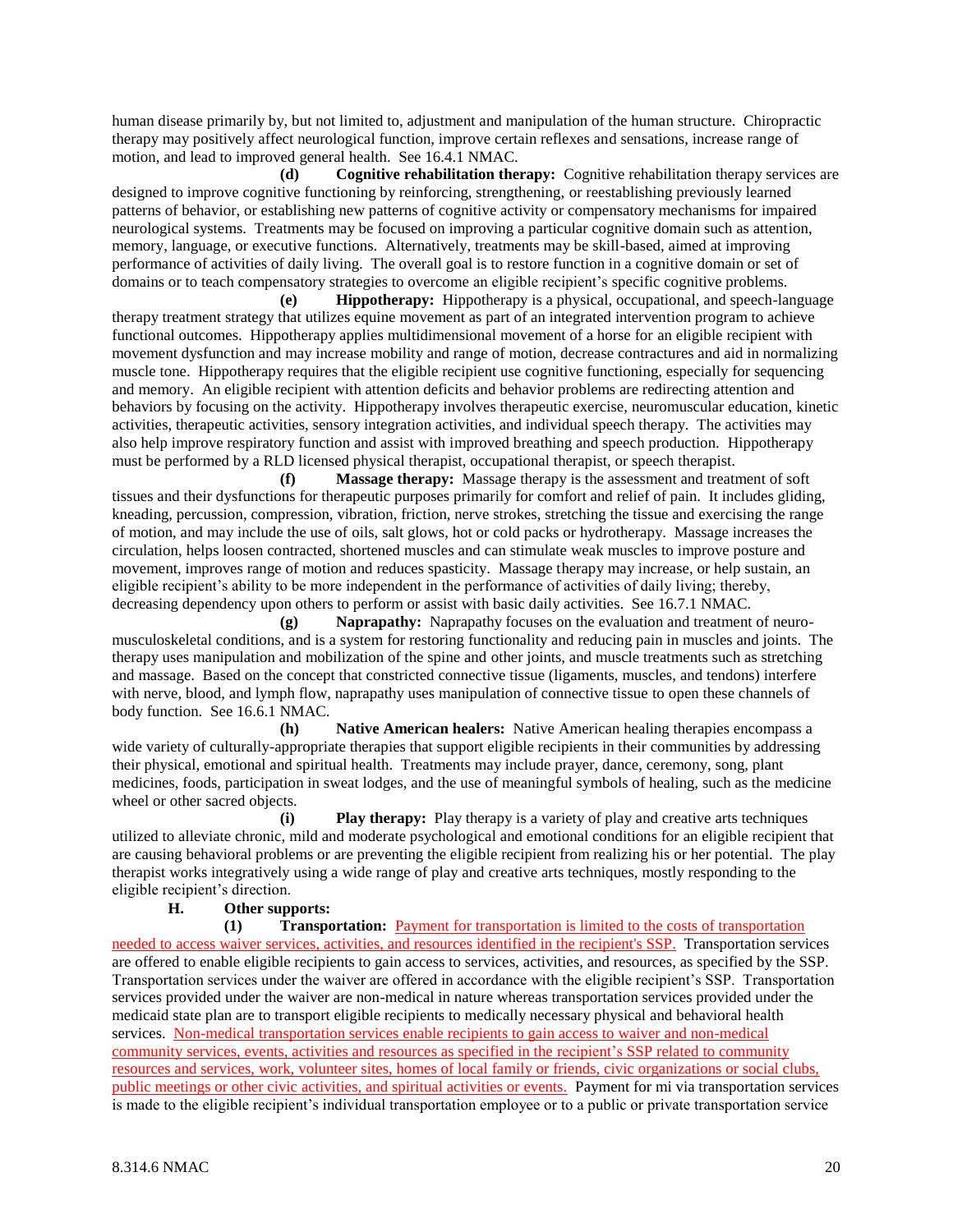human disease primarily by, but not limited to, adjustment and manipulation of the human structure. Chiropractic therapy may positively affect neurological function, improve certain reflexes and sensations, increase range of motion, and lead to improved general health. See 16.4.1 NMAC.

**(d) Cognitive rehabilitation therapy:** Cognitive rehabilitation therapy services are designed to improve cognitive functioning by reinforcing, strengthening, or reestablishing previously learned patterns of behavior, or establishing new patterns of cognitive activity or compensatory mechanisms for impaired neurological systems. Treatments may be focused on improving a particular cognitive domain such as attention, memory, language, or executive functions. Alternatively, treatments may be skill-based, aimed at improving performance of activities of daily living. The overall goal is to restore function in a cognitive domain or set of domains or to teach compensatory strategies to overcome an eligible recipient's specific cognitive problems.

**(e) Hippotherapy:** Hippotherapy is a physical, occupational, and speech-language therapy treatment strategy that utilizes equine movement as part of an integrated intervention program to achieve functional outcomes. Hippotherapy applies multidimensional movement of a horse for an eligible recipient with movement dysfunction and may increase mobility and range of motion, decrease contractures and aid in normalizing muscle tone. Hippotherapy requires that the eligible recipient use cognitive functioning, especially for sequencing and memory. An eligible recipient with attention deficits and behavior problems are redirecting attention and behaviors by focusing on the activity. Hippotherapy involves therapeutic exercise, neuromuscular education, kinetic activities, therapeutic activities, sensory integration activities, and individual speech therapy. The activities may also help improve respiratory function and assist with improved breathing and speech production. Hippotherapy must be performed by a RLD licensed physical therapist, occupational therapist, or speech therapist.

**(f) Massage therapy:** Massage therapy is the assessment and treatment of soft tissues and their dysfunctions for therapeutic purposes primarily for comfort and relief of pain. It includes gliding, kneading, percussion, compression, vibration, friction, nerve strokes, stretching the tissue and exercising the range of motion, and may include the use of oils, salt glows, hot or cold packs or hydrotherapy. Massage increases the circulation, helps loosen contracted, shortened muscles and can stimulate weak muscles to improve posture and movement, improves range of motion and reduces spasticity. Massage therapy may increase, or help sustain, an eligible recipient's ability to be more independent in the performance of activities of daily living; thereby, decreasing dependency upon others to perform or assist with basic daily activities. See 16.7.1 NMAC.

**(g) Naprapathy:** Naprapathy focuses on the evaluation and treatment of neuro-musculoskeletal conditions, and is a system for restoring functionality and reducing pain in muscles and joints. The therapy uses manipulation and mobilization of the spine and other joints, and muscle treatments such as stretching and massage. Based on the concept that constricted connective tissue (ligaments, muscles, and tendons) interfere with nerve, blood, and lymph flow, naprapathy uses manipulation of connective tissue to open these channels of body function. See 16.6.1 NMAC.

**(h) Native American healers:** Native American healing therapies encompass a wide variety of culturally-appropriate therapies that support eligible recipients in their communities by addressing their physical, emotional and spiritual health. Treatments may include prayer, dance, ceremony, song, plant medicines, foods, participation in sweat lodges, and the use of meaningful symbols of healing, such as the medicine wheel or other sacred objects.

**(i) Play therapy:** Play therapy is a variety of play and creative arts techniques utilized to alleviate chronic, mild and moderate psychological and emotional conditions for an eligible recipient that are causing behavioral problems or are preventing the eligible recipient from realizing his or her potential. The play therapist works integratively using a wide range of play and creative arts techniques, mostly responding to the eligible recipient's direction.

**H. Other supports:**

**(1) Transportation:** Payment for transportation is limited to the costs of transportation needed to access waiver services, activities, and resources identified in the recipient's SSP. Transportation services are offered to enable eligible recipients to gain access to services, activities, and resources, as specified by the SSP. Transportation services under the waiver are offered in accordance with the eligible recipient's SSP. Transportation services provided under the waiver are non-medical in nature whereas transportation services provided under the medicaid state plan are to transport eligible recipients to medically necessary physical and behavioral health services. Non-medical transportation services enable recipients to gain access to waiver and non-medical community services, events, activities and resources as specified in the recipient's SSP related to community resources and services, work, volunteer sites, homes of local family or friends, civic organizations or social clubs, public meetings or other civic activities, and spiritual activities or events. Payment for mi via transportation services is made to the eligible recipient's individual transportation employee or to a public or private transportation service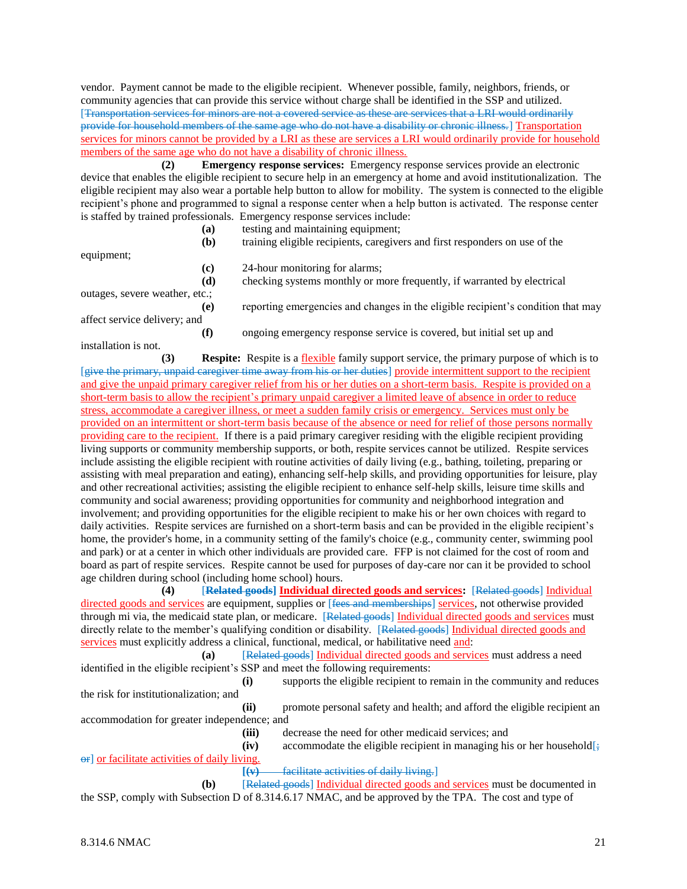vendor. Payment cannot be made to the eligible recipient. Whenever possible, family, neighbors, friends, or community agencies that can provide this service without charge shall be identified in the SSP and utilized. [~~Transportation services for minors are not a covered service as these are services that a LRI would ordinarily provide for household members of the same age who do not have a disability or chronic illness.~~] Transportation services for minors cannot be provided by a LRI as these are services a LRI would ordinarily provide for household members of the same age who do not have a disability of chronic illness.

**(2) Emergency response services:** Emergency response services provide an electronic device that enables the eligible recipient to secure help in an emergency at home and avoid institutionalization. The eligible recipient may also wear a portable help button to allow for mobility. The system is connected to the eligible recipient's phone and programmed to signal a response center when a help button is activated. The response center is staffed by trained professionals. Emergency response services include:

**(a)** testing and maintaining equipment;

**(b)** training eligible recipients, caregivers and first responders on use of the equipment;

**(c)** 24-hour monitoring for alarms;

**(d)** checking systems monthly or more frequently, if warranted by electrical outages, severe weather, etc.;

**(e)** reporting emergencies and changes in the eligible recipient's condition that may affect service delivery; and

**(f)** ongoing emergency response service is covered, but initial set up and installation is not.

**(3) Respite:** Respite is a flexible family support service, the primary purpose of which is to [~~give the primary, unpaid caregiver time away from his or her duties~~] provide intermittent support to the recipient and give the unpaid primary caregiver relief from his or her duties on a short-term basis. Respite is provided on a short-term basis to allow the recipient's primary unpaid caregiver a limited leave of absence in order to reduce stress, accommodate a caregiver illness, or meet a sudden family crisis or emergency. Services must only be provided on an intermittent or short-term basis because of the absence or need for relief of those persons normally providing care to the recipient. If there is a paid primary caregiver residing with the eligible recipient providing living supports or community membership supports, or both, respite services cannot be utilized. Respite services include assisting the eligible recipient with routine activities of daily living (e.g., bathing, toileting, preparing or assisting with meal preparation and eating), enhancing self-help skills, and providing opportunities for leisure, play and other recreational activities; assisting the eligible recipient to enhance self-help skills, leisure time skills and community and social awareness; providing opportunities for community and neighborhood integration and involvement; and providing opportunities for the eligible recipient to make his or her own choices with regard to daily activities. Respite services are furnished on a short-term basis and can be provided in the eligible recipient's home, the provider's home, in a community setting of the family's choice (e.g., community center, swimming pool and park) or at a center in which other individuals are provided care. FFP is not claimed for the cost of room and board as part of respite services. Respite cannot be used for purposes of day-care nor can it be provided to school age children during school (including home school) hours.

**(4)** [~~**Related goods**~~] **Individual directed goods and services:** [~~Related goods~~] Individual directed goods and services are equipment, supplies or [~~fees and memberships~~] services, not otherwise provided through mi via, the medicaid state plan, or medicare. [~~Related goods~~] Individual directed goods and services must directly relate to the member's qualifying condition or disability. [~~Related goods~~] Individual directed goods and services must explicitly address a clinical, functional, medical, or habilitative need and:

**(a)** [~~Related goods~~] Individual directed goods and services must address a need identified in the eligible recipient's SSP and meet the following requirements:

**(i)** supports the eligible recipient to remain in the community and reduces the risk for institutionalization; and

**(ii)** promote personal safety and health; and afford the eligible recipient an accommodation for greater independence; and

**(iii)** decrease the need for other medicaid services; and

**(iv)** accommodate the eligible recipient in managing his or her household[~~; or~~] or facilitate activities of daily living.

[~~**(v)** facilitate activities of daily living.~~]

**(b)** [~~Related goods~~] Individual directed goods and services must be documented in the SSP, comply with Subsection D of 8.314.6.17 NMAC, and be approved by the TPA. The cost and type of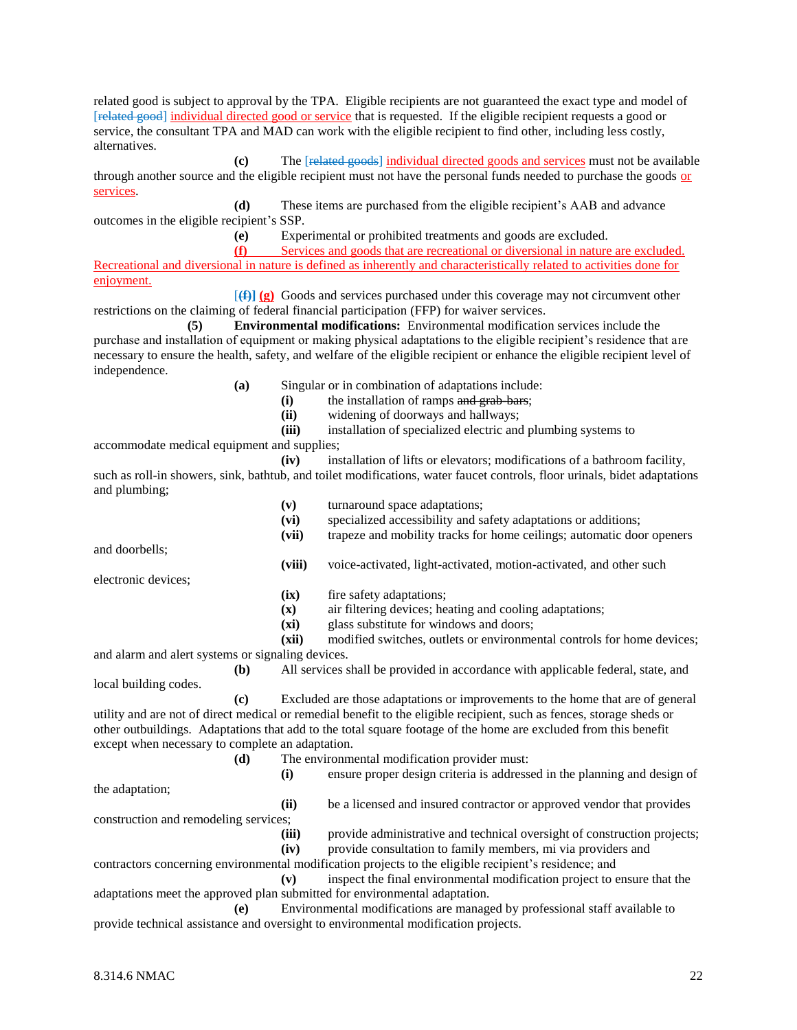related good is subject to approval by the TPA. Eligible recipients are not guaranteed the exact type and model of [~~related good~~] individual directed good or service that is requested. If the eligible recipient requests a good or service, the consultant TPA and MAD can work with the eligible recipient to find other, including less costly, alternatives.

**(c)** The [~~related goods~~] individual directed goods and services must not be available through another source and the eligible recipient must not have the personal funds needed to purchase the goods or services.

**(d)** These items are purchased from the eligible recipient's AAB and advance outcomes in the eligible recipient's SSP.

**(e)** Experimental or prohibited treatments and goods are excluded.

**(f)** Services and goods that are recreational or diversional in nature are excluded. Recreational and diversional in nature is defined as inherently and characteristically related to activities done for enjoyment.

[~~(f)~~] **(g)** Goods and services purchased under this coverage may not circumvent other restrictions on the claiming of federal financial participation (FFP) for waiver services.

**(5) Environmental modifications:** Environmental modification services include the purchase and installation of equipment or making physical adaptations to the eligible recipient's residence that are necessary to ensure the health, safety, and welfare of the eligible recipient or enhance the eligible recipient level of independence.

**(a)** Singular or in combination of adaptations include:

**(i)** the installation of ramps ~~and grab-bars~~;

**(ii)** widening of doorways and hallways;

**(iii)** installation of specialized electric and plumbing systems to accommodate medical equipment and supplies;

**(iv)** installation of lifts or elevators; modifications of a bathroom facility, such as roll-in showers, sink, bathtub, and toilet modifications, water faucet controls, floor urinals, bidet adaptations and plumbing;

**(v)** turnaround space adaptations;

**(vi)** specialized accessibility and safety adaptations or additions;

**(vii)** trapeze and mobility tracks for home ceilings; automatic door openers and doorbells;

**(viii)** voice-activated, light-activated, motion-activated, and other such electronic devices;

**(ix)** fire safety adaptations;

**(x)** air filtering devices; heating and cooling adaptations;

**(xi)** glass substitute for windows and doors;

**(xii)** modified switches, outlets or environmental controls for home devices; and alarm and alert systems or signaling devices.

**(b)** All services shall be provided in accordance with applicable federal, state, and local building codes.

**(c)** Excluded are those adaptations or improvements to the home that are of general utility and are not of direct medical or remedial benefit to the eligible recipient, such as fences, storage sheds or other outbuildings. Adaptations that add to the total square footage of the home are excluded from this benefit except when necessary to complete an adaptation.

**(d)** The environmental modification provider must:

**(i)** ensure proper design criteria is addressed in the planning and design of the adaptation;

**(ii)** be a licensed and insured contractor or approved vendor that provides construction and remodeling services;

**(iii)** provide administrative and technical oversight of construction projects;

**(iv)** provide consultation to family members, mi via providers and contractors concerning environmental modification projects to the eligible recipient's residence; and

**(v)** inspect the final environmental modification project to ensure that the adaptations meet the approved plan submitted for environmental adaptation.

**(e)** Environmental modifications are managed by professional staff available to provide technical assistance and oversight to environmental modification projects.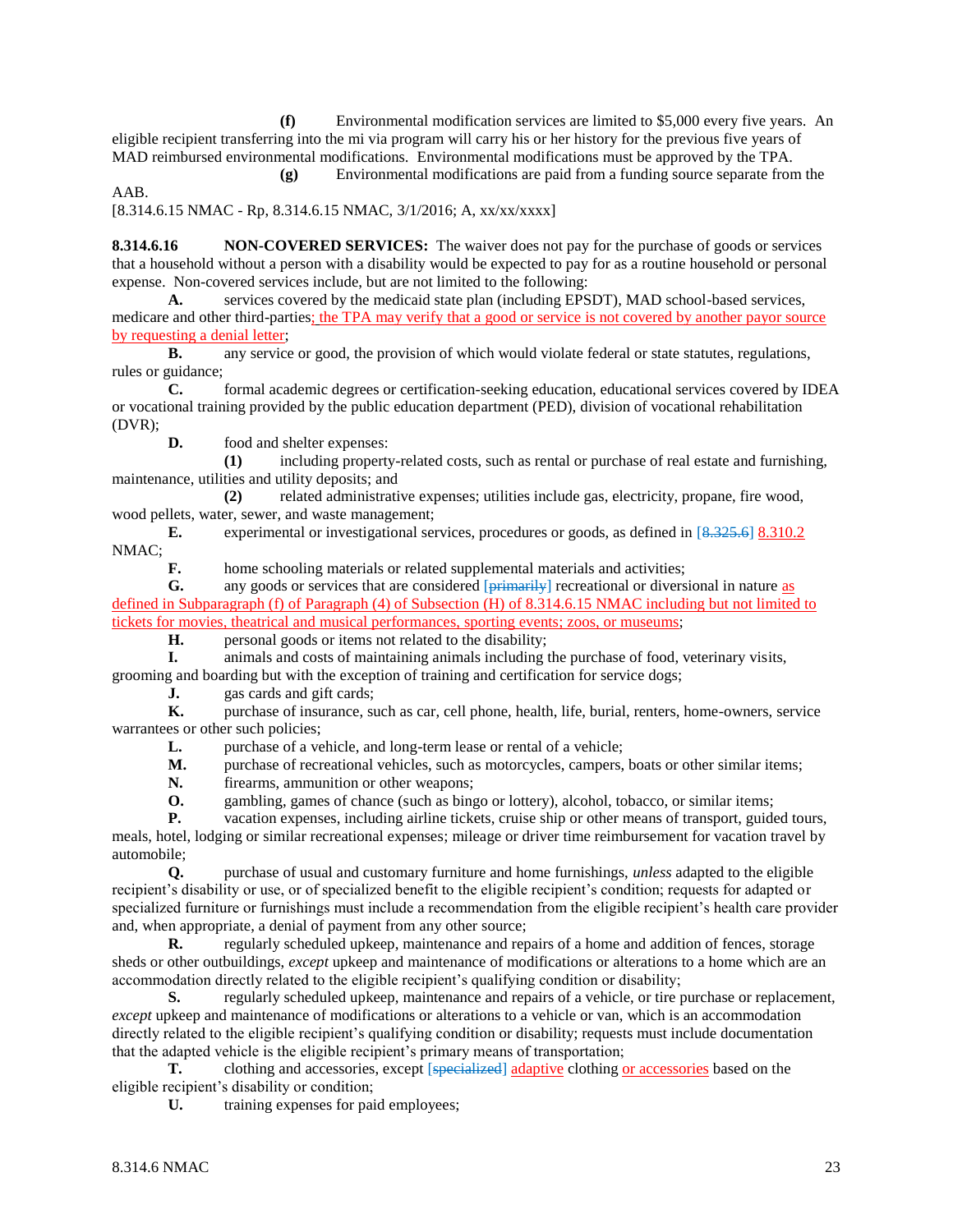**(f)** Environmental modification services are limited to $5,000 every five years. An eligible recipient transferring into the mi via program will carry his or her history for the previous five years of MAD reimbursed environmental modifications. Environmental modifications must be approved by the TPA.

**(g)** Environmental modifications are paid from a funding source separate from the AAB.

[8.314.6.15 NMAC - Rp, 8.314.6.15 NMAC, 3/1/2016; A, xx/xx/xxxx]

**8.314.6.16 NON-COVERED SERVICES:** The waiver does not pay for the purchase of goods or services that a household without a person with a disability would be expected to pay for as a routine household or personal expense. Non-covered services include, but are not limited to the following:

**A.** services covered by the medicaid state plan (including EPSDT), MAD school-based services, medicare and other third-parties; the TPA may verify that a good or service is not covered by another payor source by requesting a denial letter;

**B.** any service or good, the provision of which would violate federal or state statutes, regulations, rules or guidance;

**C.** formal academic degrees or certification-seeking education, educational services covered by IDEA or vocational training provided by the public education department (PED), division of vocational rehabilitation (DVR);

**D.** food and shelter expenses:

**(1)** including property-related costs, such as rental or purchase of real estate and furnishing, maintenance, utilities and utility deposits; and

**(2)** related administrative expenses; utilities include gas, electricity, propane, fire wood, wood pellets, water, sewer, and waste management;

**E.** experimental or investigational services, procedures or goods, as defined in [~~8.325.6~~] 8.310.2 NMAC;

**F.** home schooling materials or related supplemental materials and activities;

**G.** any goods or services that are considered [~~primarily~~] recreational or diversional in nature as defined in Subparagraph (f) of Paragraph (4) of Subsection (H) of 8.314.6.15 NMAC including but not limited to tickets for movies, theatrical and musical performances, sporting events; zoos, or museums;

**H.** personal goods or items not related to the disability;

**I.** animals and costs of maintaining animals including the purchase of food, veterinary visits, grooming and boarding but with the exception of training and certification for service dogs;

**J.** gas cards and gift cards;

**K.** purchase of insurance, such as car, cell phone, health, life, burial, renters, home-owners, service warrantees or other such policies;

**L.** purchase of a vehicle, and long-term lease or rental of a vehicle;

**M.** purchase of recreational vehicles, such as motorcycles, campers, boats or other similar items;

**N.** firearms, ammunition or other weapons;

**O.** gambling, games of chance (such as bingo or lottery), alcohol, tobacco, or similar items;

**P.** vacation expenses, including airline tickets, cruise ship or other means of transport, guided tours, meals, hotel, lodging or similar recreational expenses; mileage or driver time reimbursement for vacation travel by automobile;

**Q.** purchase of usual and customary furniture and home furnishings, *unless* adapted to the eligible recipient's disability or use, or of specialized benefit to the eligible recipient's condition; requests for adapted or specialized furniture or furnishings must include a recommendation from the eligible recipient's health care provider and, when appropriate, a denial of payment from any other source;

**R.** regularly scheduled upkeep, maintenance and repairs of a home and addition of fences, storage sheds or other outbuildings, *except* upkeep and maintenance of modifications or alterations to a home which are an accommodation directly related to the eligible recipient's qualifying condition or disability;

**S.** regularly scheduled upkeep, maintenance and repairs of a vehicle, or tire purchase or replacement, *except* upkeep and maintenance of modifications or alterations to a vehicle or van, which is an accommodation directly related to the eligible recipient's qualifying condition or disability; requests must include documentation that the adapted vehicle is the eligible recipient's primary means of transportation;

**T.** clothing and accessories, except [~~specialized~~] adaptive clothing or accessories based on the eligible recipient's disability or condition;

**U.** training expenses for paid employees;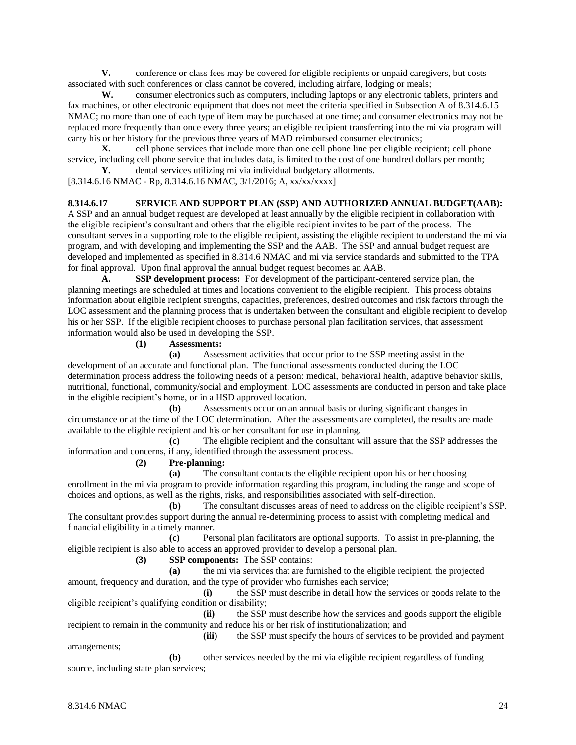**V.** conference or class fees may be covered for eligible recipients or unpaid caregivers, but costs associated with such conferences or class cannot be covered, including airfare, lodging or meals;

**W.** consumer electronics such as computers, including laptops or any electronic tablets, printers and fax machines, or other electronic equipment that does not meet the criteria specified in Subsection A of 8.314.6.15 NMAC; no more than one of each type of item may be purchased at one time; and consumer electronics may not be replaced more frequently than once every three years; an eligible recipient transferring into the mi via program will carry his or her history for the previous three years of MAD reimbursed consumer electronics;

**X.** cell phone services that include more than one cell phone line per eligible recipient; cell phone service, including cell phone service that includes data, is limited to the cost of one hundred dollars per month;

**Y.** dental services utilizing mi via individual budgetary allotments.

[8.314.6.16 NMAC - Rp, 8.314.6.16 NMAC, 3/1/2016; A, xx/xx/xxxx]

**8.314.6.17 SERVICE AND SUPPORT PLAN (SSP) AND AUTHORIZED ANNUAL BUDGET(AAB):** A SSP and an annual budget request are developed at least annually by the eligible recipient in collaboration with the eligible recipient's consultant and others that the eligible recipient invites to be part of the process. The consultant serves in a supporting role to the eligible recipient, assisting the eligible recipient to understand the mi via program, and with developing and implementing the SSP and the AAB. The SSP and annual budget request are developed and implemented as specified in 8.314.6 NMAC and mi via service standards and submitted to the TPA for final approval. Upon final approval the annual budget request becomes an AAB.

**A. SSP development process:** For development of the participant-centered service plan, the planning meetings are scheduled at times and locations convenient to the eligible recipient. This process obtains information about eligible recipient strengths, capacities, preferences, desired outcomes and risk factors through the LOC assessment and the planning process that is undertaken between the consultant and eligible recipient to develop his or her SSP. If the eligible recipient chooses to purchase personal plan facilitation services, that assessment information would also be used in developing the SSP.

**(1) Assessments:**

**(a)** Assessment activities that occur prior to the SSP meeting assist in the development of an accurate and functional plan. The functional assessments conducted during the LOC determination process address the following needs of a person: medical, behavioral health, adaptive behavior skills, nutritional, functional, community/social and employment; LOC assessments are conducted in person and take place in the eligible recipient's home, or in a HSD approved location.

**(b)** Assessments occur on an annual basis or during significant changes in circumstance or at the time of the LOC determination. After the assessments are completed, the results are made available to the eligible recipient and his or her consultant for use in planning.

**(c)** The eligible recipient and the consultant will assure that the SSP addresses the information and concerns, if any, identified through the assessment process.

**(2) Pre-planning:**

**(a)** The consultant contacts the eligible recipient upon his or her choosing enrollment in the mi via program to provide information regarding this program, including the range and scope of choices and options, as well as the rights, risks, and responsibilities associated with self-direction.

**(b)** The consultant discusses areas of need to address on the eligible recipient's SSP. The consultant provides support during the annual re-determining process to assist with completing medical and financial eligibility in a timely manner.

**(c)** Personal plan facilitators are optional supports. To assist in pre-planning, the eligible recipient is also able to access an approved provider to develop a personal plan.

**(3) SSP components:** The SSP contains:

**(a)** the mi via services that are furnished to the eligible recipient, the projected amount, frequency and duration, and the type of provider who furnishes each service;

**(i)** the SSP must describe in detail how the services or goods relate to the eligible recipient's qualifying condition or disability;

**(ii)** the SSP must describe how the services and goods support the eligible recipient to remain in the community and reduce his or her risk of institutionalization; and

**(iii)** the SSP must specify the hours of services to be provided and payment arrangements;

**(b)** other services needed by the mi via eligible recipient regardless of funding source, including state plan services;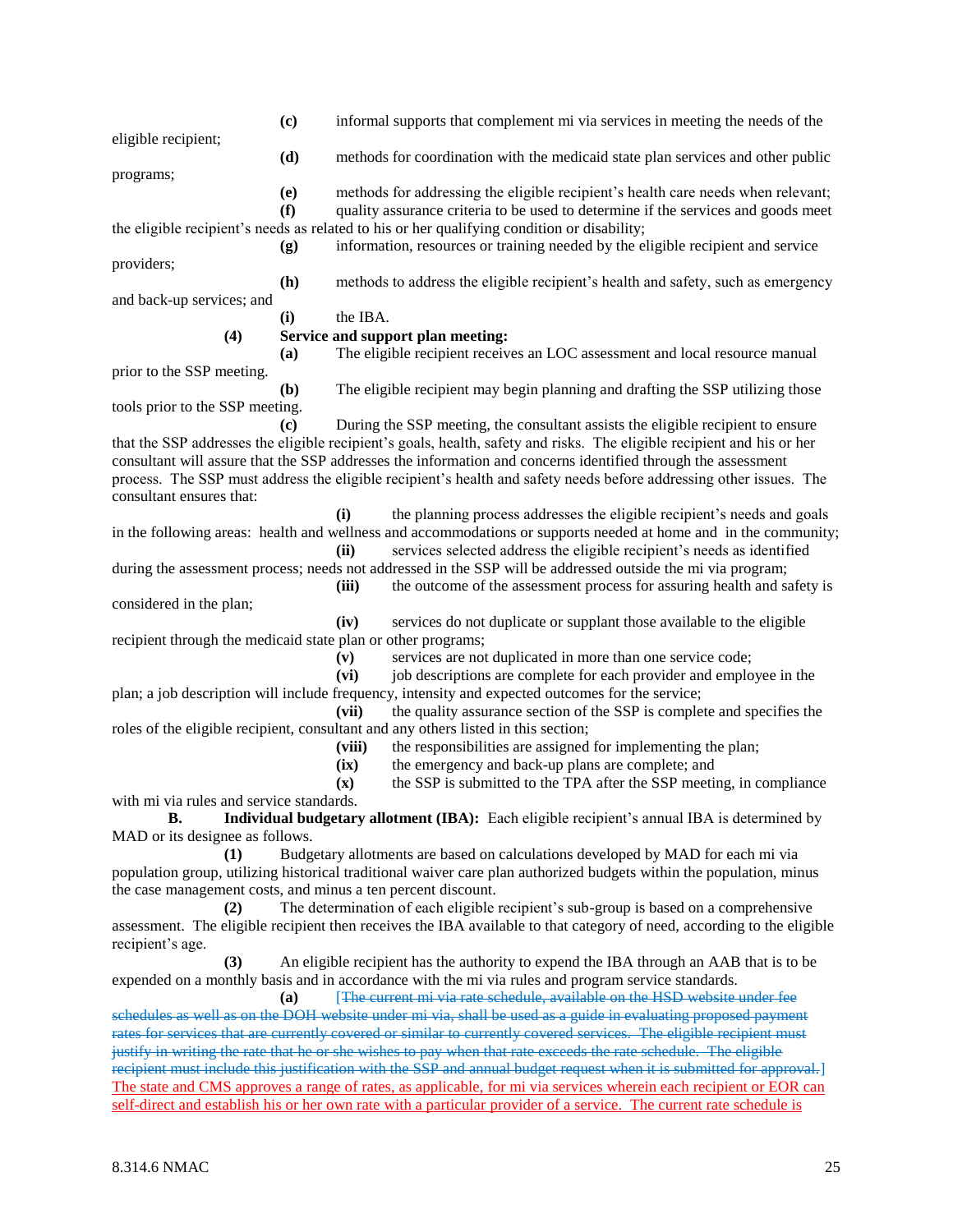**(c)** informal supports that complement mi via services in meeting the needs of the eligible recipient;

**(d)** methods for coordination with the medicaid state plan services and other public programs;

**(e)** methods for addressing the eligible recipient's health care needs when relevant;

**(f)** quality assurance criteria to be used to determine if the services and goods meet the eligible recipient's needs as related to his or her qualifying condition or disability;

**(g)** information, resources or training needed by the eligible recipient and service providers;

**(h)** methods to address the eligible recipient's health and safety, such as emergency and back-up services; and

**(i)** the IBA.

**(4) Service and support plan meeting:**

**(a)** The eligible recipient receives an LOC assessment and local resource manual prior to the SSP meeting.

**(b)** The eligible recipient may begin planning and drafting the SSP utilizing those tools prior to the SSP meeting.

**(c)** During the SSP meeting, the consultant assists the eligible recipient to ensure that the SSP addresses the eligible recipient's goals, health, safety and risks. The eligible recipient and his or her consultant will assure that the SSP addresses the information and concerns identified through the assessment process. The SSP must address the eligible recipient's health and safety needs before addressing other issues. The consultant ensures that:

**(i)** the planning process addresses the eligible recipient's needs and goals in the following areas: health and wellness and accommodations or supports needed at home and in the community;

**(ii)** services selected address the eligible recipient's needs as identified during the assessment process; needs not addressed in the SSP will be addressed outside the mi via program;

**(iii)** the outcome of the assessment process for assuring health and safety is considered in the plan;

**(iv)** services do not duplicate or supplant those available to the eligible recipient through the medicaid state plan or other programs;

**(v)** services are not duplicated in more than one service code;

**(vi)** job descriptions are complete for each provider and employee in the plan; a job description will include frequency, intensity and expected outcomes for the service;

**(vii)** the quality assurance section of the SSP is complete and specifies the roles of the eligible recipient, consultant and any others listed in this section;

**(viii)** the responsibilities are assigned for implementing the plan;

**(ix)** the emergency and back-up plans are complete; and

**(x)** the SSP is submitted to the TPA after the SSP meeting, in compliance with mi via rules and service standards.

**B. Individual budgetary allotment (IBA):** Each eligible recipient's annual IBA is determined by MAD or its designee as follows.

**(1)** Budgetary allotments are based on calculations developed by MAD for each mi via population group, utilizing historical traditional waiver care plan authorized budgets within the population, minus the case management costs, and minus a ten percent discount.

**(2)** The determination of each eligible recipient's sub-group is based on a comprehensive assessment. The eligible recipient then receives the IBA available to that category of need, according to the eligible recipient's age.

**(3)** An eligible recipient has the authority to expend the IBA through an AAB that is to be expended on a monthly basis and in accordance with the mi via rules and program service standards.

**(a)** ~~[The current mi via rate schedule, available on the HSD website under fee schedules as well as on the DOH website under mi via, shall be used as a guide in evaluating proposed payment rates for services that are currently covered or similar to currently covered services. The eligible recipient must justify in writing the rate that he or she wishes to pay when that rate exceeds the rate schedule. The eligible recipient must include this justification with the SSP and annual budget request when it is submitted for approval.]~~ <u>The state and CMS approves a range of rates, as applicable, for mi via services wherein each recipient or EOR can self-direct and establish his or her own rate with a particular provider of a service. The current rate schedule is</u>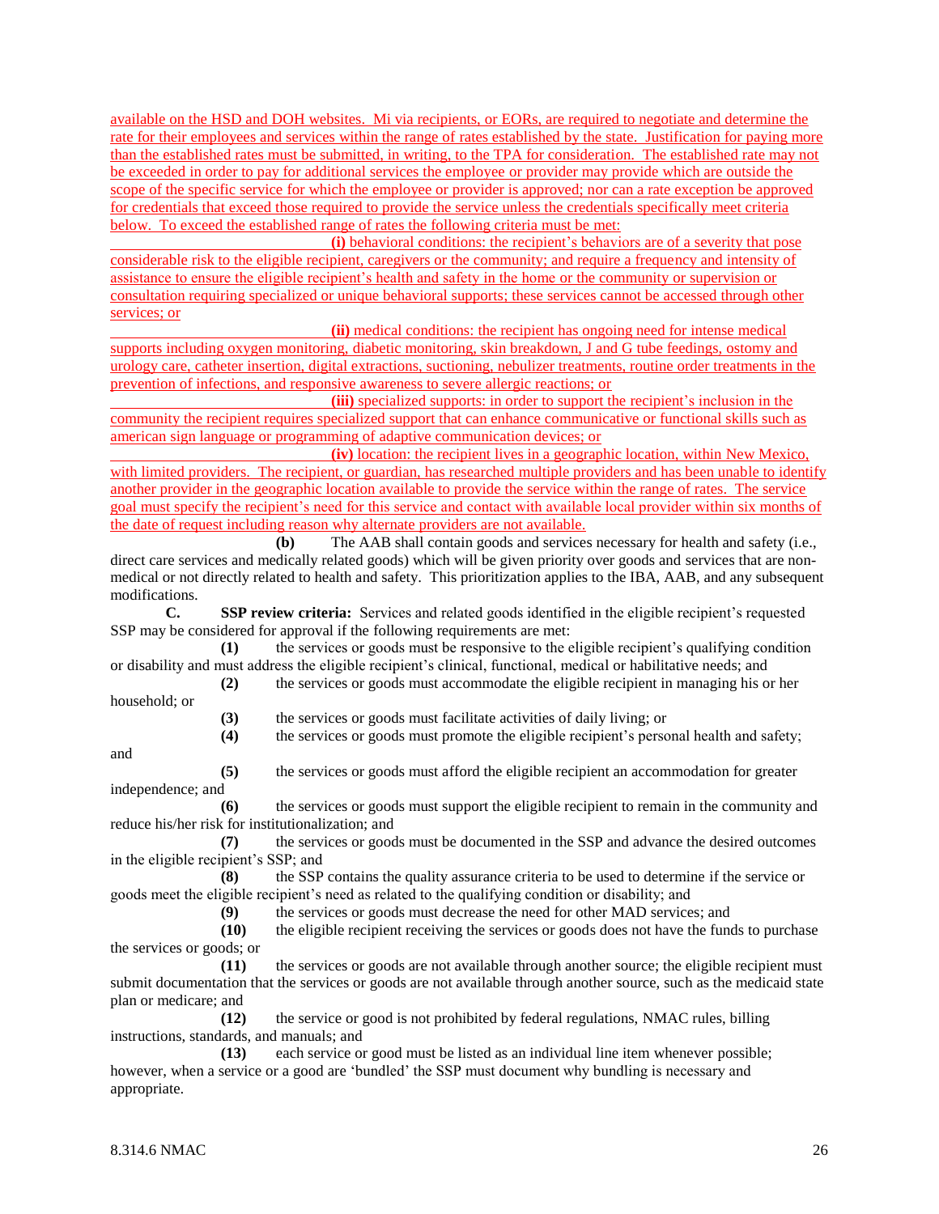available on the HSD and DOH websites. Mi via recipients, or EORs, are required to negotiate and determine the rate for their employees and services within the range of rates established by the state. Justification for paying more than the established rates must be submitted, in writing, to the TPA for consideration. The established rate may not be exceeded in order to pay for additional services the employee or provider may provide which are outside the scope of the specific service for which the employee or provider is approved; nor can a rate exception be approved for credentials that exceed those required to provide the service unless the credentials specifically meet criteria below. To exceed the established range of rates the following criteria must be met:

**(i)** behavioral conditions: the recipient's behaviors are of a severity that pose considerable risk to the eligible recipient, caregivers or the community; and require a frequency and intensity of assistance to ensure the eligible recipient's health and safety in the home or the community or supervision or consultation requiring specialized or unique behavioral supports; these services cannot be accessed through other services; or

**(ii)** medical conditions: the recipient has ongoing need for intense medical supports including oxygen monitoring, diabetic monitoring, skin breakdown, J and G tube feedings, ostomy and urology care, catheter insertion, digital extractions, suctioning, nebulizer treatments, routine order treatments in the prevention of infections, and responsive awareness to severe allergic reactions; or

**(iii)** specialized supports: in order to support the recipient's inclusion in the community the recipient requires specialized support that can enhance communicative or functional skills such as american sign language or programming of adaptive communication devices; or

**(iv)** location: the recipient lives in a geographic location, within New Mexico, with limited providers. The recipient, or guardian, has researched multiple providers and has been unable to identify another provider in the geographic location available to provide the service within the range of rates. The service goal must specify the recipient's need for this service and contact with available local provider within six months of the date of request including reason why alternate providers are not available.

**(b)** The AAB shall contain goods and services necessary for health and safety (i.e., direct care services and medically related goods) which will be given priority over goods and services that are non-medical or not directly related to health and safety. This prioritization applies to the IBA, AAB, and any subsequent modifications.

**C. SSP review criteria:** Services and related goods identified in the eligible recipient's requested SSP may be considered for approval if the following requirements are met:

**(1)** the services or goods must be responsive to the eligible recipient's qualifying condition or disability and must address the eligible recipient's clinical, functional, medical or habilitative needs; and

**(2)** the services or goods must accommodate the eligible recipient in managing his or her household; or

**(3)** the services or goods must facilitate activities of daily living; or

**(4)** the services or goods must promote the eligible recipient's personal health and safety; and

**(5)** the services or goods must afford the eligible recipient an accommodation for greater independence; and

**(6)** the services or goods must support the eligible recipient to remain in the community and reduce his/her risk for institutionalization; and

**(7)** the services or goods must be documented in the SSP and advance the desired outcomes in the eligible recipient's SSP; and

**(8)** the SSP contains the quality assurance criteria to be used to determine if the service or goods meet the eligible recipient's need as related to the qualifying condition or disability; and

**(9)** the services or goods must decrease the need for other MAD services; and

**(10)** the eligible recipient receiving the services or goods does not have the funds to purchase the services or goods; or

**(11)** the services or goods are not available through another source; the eligible recipient must submit documentation that the services or goods are not available through another source, such as the medicaid state plan or medicare; and

**(12)** the service or good is not prohibited by federal regulations, NMAC rules, billing instructions, standards, and manuals; and

**(13)** each service or good must be listed as an individual line item whenever possible; however, when a service or a good are 'bundled' the SSP must document why bundling is necessary and appropriate.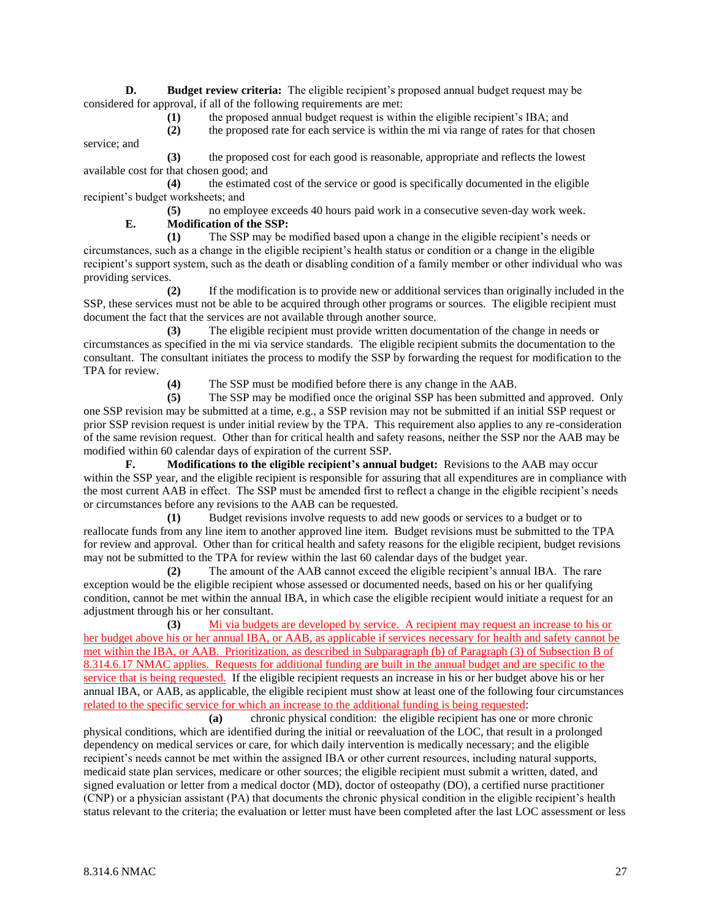**D. Budget review criteria:** The eligible recipient's proposed annual budget request may be considered for approval, if all of the following requirements are met:

**(1)** the proposed annual budget request is within the eligible recipient's IBA; and

**(2)** the proposed rate for each service is within the mi via range of rates for that chosen service; and

**(3)** the proposed cost for each good is reasonable, appropriate and reflects the lowest available cost for that chosen good; and

**(4)** the estimated cost of the service or good is specifically documented in the eligible recipient's budget worksheets; and

**(5)** no employee exceeds 40 hours paid work in a consecutive seven-day work week.

**E. Modification of the SSP:**

**(1)** The SSP may be modified based upon a change in the eligible recipient's needs or circumstances, such as a change in the eligible recipient's health status or condition or a change in the eligible recipient's support system, such as the death or disabling condition of a family member or other individual who was providing services.

**(2)** If the modification is to provide new or additional services than originally included in the SSP, these services must not be able to be acquired through other programs or sources. The eligible recipient must document the fact that the services are not available through another source.

**(3)** The eligible recipient must provide written documentation of the change in needs or circumstances as specified in the mi via service standards. The eligible recipient submits the documentation to the consultant. The consultant initiates the process to modify the SSP by forwarding the request for modification to the TPA for review.

**(4)** The SSP must be modified before there is any change in the AAB.

**(5)** The SSP may be modified once the original SSP has been submitted and approved. Only one SSP revision may be submitted at a time, e.g., a SSP revision may not be submitted if an initial SSP request or prior SSP revision request is under initial review by the TPA. This requirement also applies to any re-consideration of the same revision request. Other than for critical health and safety reasons, neither the SSP nor the AAB may be modified within 60 calendar days of expiration of the current SSP.

**F. Modifications to the eligible recipient's annual budget:** Revisions to the AAB may occur within the SSP year, and the eligible recipient is responsible for assuring that all expenditures are in compliance with the most current AAB in effect. The SSP must be amended first to reflect a change in the eligible recipient's needs or circumstances before any revisions to the AAB can be requested.

**(1)** Budget revisions involve requests to add new goods or services to a budget or to reallocate funds from any line item to another approved line item. Budget revisions must be submitted to the TPA for review and approval. Other than for critical health and safety reasons for the eligible recipient, budget revisions may not be submitted to the TPA for review within the last 60 calendar days of the budget year.

**(2)** The amount of the AAB cannot exceed the eligible recipient's annual IBA. The rare exception would be the eligible recipient whose assessed or documented needs, based on his or her qualifying condition, cannot be met within the annual IBA, in which case the eligible recipient would initiate a request for an adjustment through his or her consultant.

**(3)** Mi via budgets are developed by service. A recipient may request an increase to his or her budget above his or her annual IBA, or AAB, as applicable if services necessary for health and safety cannot be met within the IBA, or AAB. Prioritization, as described in Subparagraph (b) of Paragraph (3) of Subsection B of 8.314.6.17 NMAC applies. Requests for additional funding are built in the annual budget and are specific to the service that is being requested. If the eligible recipient requests an increase in his or her budget above his or her annual IBA, or AAB, as applicable, the eligible recipient must show at least one of the following four circumstances related to the specific service for which an increase to the additional funding is being requested:

**(a)** chronic physical condition: the eligible recipient has one or more chronic physical conditions, which are identified during the initial or reevaluation of the LOC, that result in a prolonged dependency on medical services or care, for which daily intervention is medically necessary; and the eligible recipient's needs cannot be met within the assigned IBA or other current resources, including natural supports, medicaid state plan services, medicare or other sources; the eligible recipient must submit a written, dated, and signed evaluation or letter from a medical doctor (MD), doctor of osteopathy (DO), a certified nurse practitioner (CNP) or a physician assistant (PA) that documents the chronic physical condition in the eligible recipient's health status relevant to the criteria; the evaluation or letter must have been completed after the last LOC assessment or less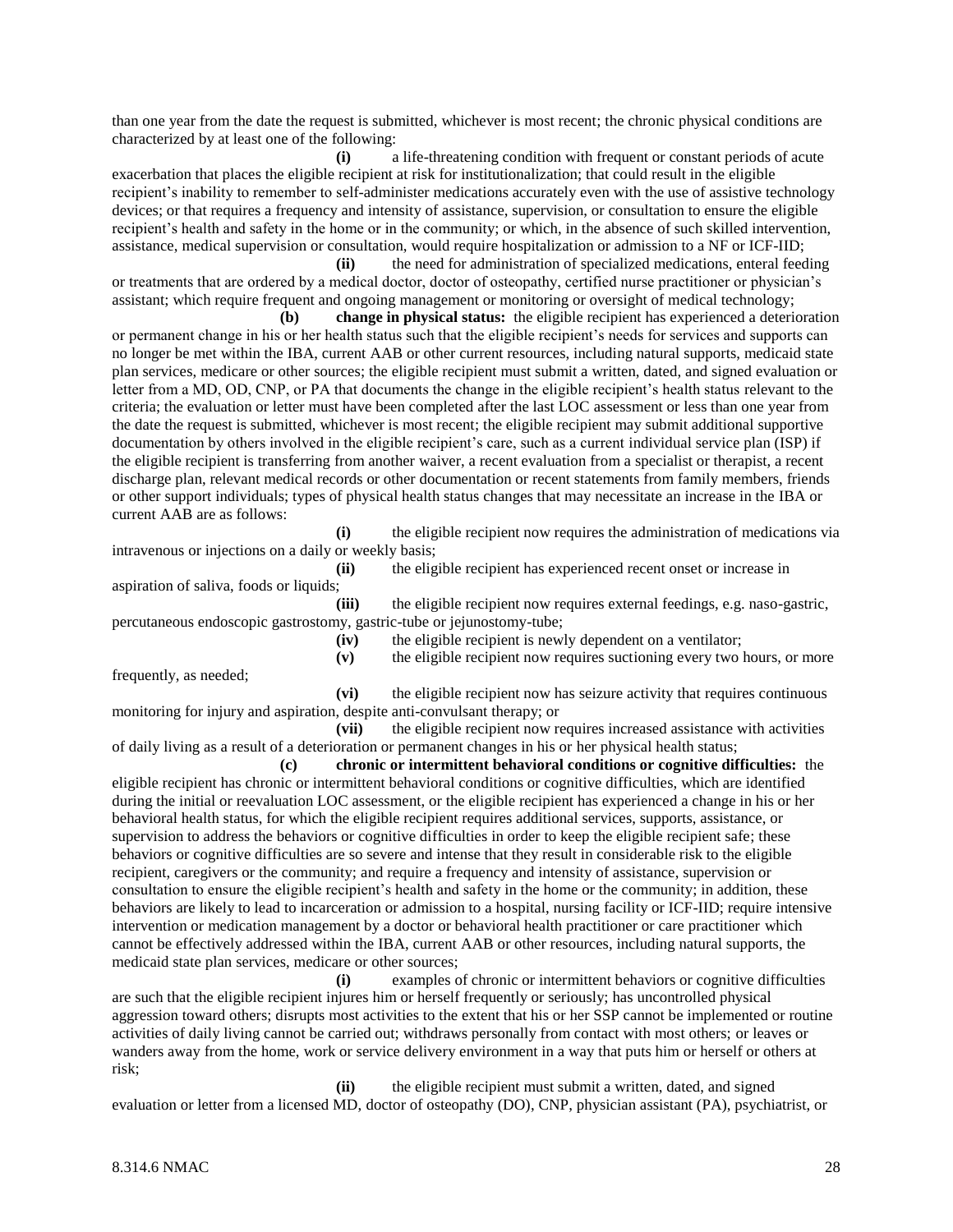than one year from the date the request is submitted, whichever is most recent; the chronic physical conditions are characterized by at least one of the following:

**(i)** a life-threatening condition with frequent or constant periods of acute exacerbation that places the eligible recipient at risk for institutionalization; that could result in the eligible recipient's inability to remember to self-administer medications accurately even with the use of assistive technology devices; or that requires a frequency and intensity of assistance, supervision, or consultation to ensure the eligible recipient's health and safety in the home or in the community; or which, in the absence of such skilled intervention, assistance, medical supervision or consultation, would require hospitalization or admission to a NF or ICF-IID;

**(ii)** the need for administration of specialized medications, enteral feeding or treatments that are ordered by a medical doctor, doctor of osteopathy, certified nurse practitioner or physician's assistant; which require frequent and ongoing management or monitoring or oversight of medical technology;

**(b) change in physical status:** the eligible recipient has experienced a deterioration or permanent change in his or her health status such that the eligible recipient's needs for services and supports can no longer be met within the IBA, current AAB or other current resources, including natural supports, medicaid state plan services, medicare or other sources; the eligible recipient must submit a written, dated, and signed evaluation or letter from a MD, OD, CNP, or PA that documents the change in the eligible recipient's health status relevant to the criteria; the evaluation or letter must have been completed after the last LOC assessment or less than one year from the date the request is submitted, whichever is most recent; the eligible recipient may submit additional supportive documentation by others involved in the eligible recipient's care, such as a current individual service plan (ISP) if the eligible recipient is transferring from another waiver, a recent evaluation from a specialist or therapist, a recent discharge plan, relevant medical records or other documentation or recent statements from family members, friends or other support individuals; types of physical health status changes that may necessitate an increase in the IBA or current AAB are as follows:

**(i)** the eligible recipient now requires the administration of medications via intravenous or injections on a daily or weekly basis;

**(ii)** the eligible recipient has experienced recent onset or increase in aspiration of saliva, foods or liquids;

**(iii)** the eligible recipient now requires external feedings, e.g. naso-gastric, percutaneous endoscopic gastrostomy, gastric-tube or jejunostomy-tube;

**(iv)** the eligible recipient is newly dependent on a ventilator;

**(v)** the eligible recipient now requires suctioning every two hours, or more frequently, as needed;

**(vi)** the eligible recipient now has seizure activity that requires continuous monitoring for injury and aspiration, despite anti-convulsant therapy; or

**(vii)** the eligible recipient now requires increased assistance with activities of daily living as a result of a deterioration or permanent changes in his or her physical health status;

**(c) chronic or intermittent behavioral conditions or cognitive difficulties:** the eligible recipient has chronic or intermittent behavioral conditions or cognitive difficulties, which are identified during the initial or reevaluation LOC assessment, or the eligible recipient has experienced a change in his or her behavioral health status, for which the eligible recipient requires additional services, supports, assistance, or supervision to address the behaviors or cognitive difficulties in order to keep the eligible recipient safe; these behaviors or cognitive difficulties are so severe and intense that they result in considerable risk to the eligible recipient, caregivers or the community; and require a frequency and intensity of assistance, supervision or consultation to ensure the eligible recipient's health and safety in the home or the community; in addition, these behaviors are likely to lead to incarceration or admission to a hospital, nursing facility or ICF-IID; require intensive intervention or medication management by a doctor or behavioral health practitioner or care practitioner which cannot be effectively addressed within the IBA, current AAB or other resources, including natural supports, the medicaid state plan services, medicare or other sources;

**(i)** examples of chronic or intermittent behaviors or cognitive difficulties are such that the eligible recipient injures him or herself frequently or seriously; has uncontrolled physical aggression toward others; disrupts most activities to the extent that his or her SSP cannot be implemented or routine activities of daily living cannot be carried out; withdraws personally from contact with most others; or leaves or wanders away from the home, work or service delivery environment in a way that puts him or herself or others at risk;

**(ii)** the eligible recipient must submit a written, dated, and signed evaluation or letter from a licensed MD, doctor of osteopathy (DO), CNP, physician assistant (PA), psychiatrist, or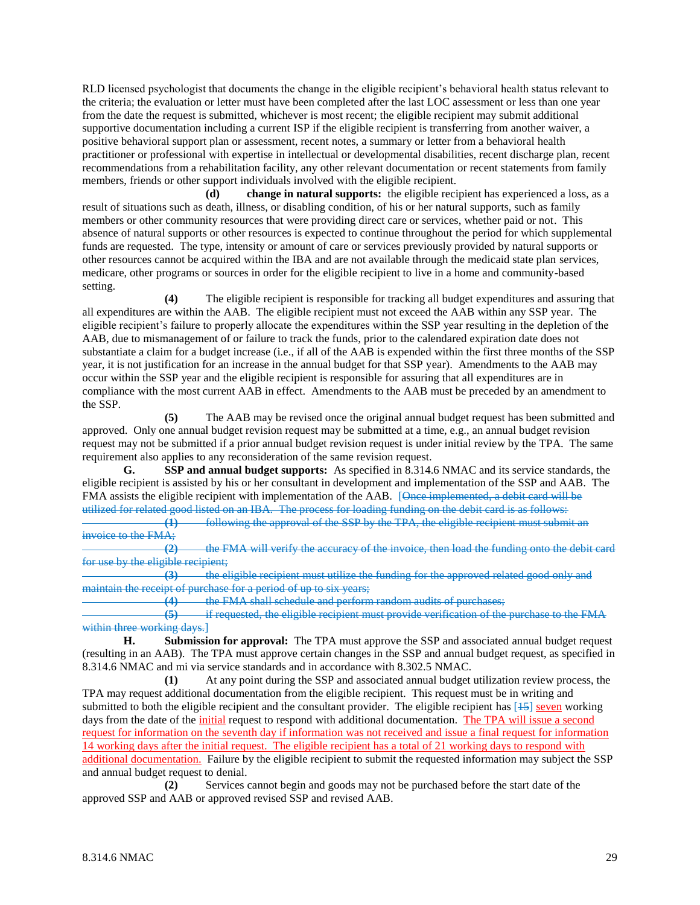RLD licensed psychologist that documents the change in the eligible recipient's behavioral health status relevant to the criteria; the evaluation or letter must have been completed after the last LOC assessment or less than one year from the date the request is submitted, whichever is most recent; the eligible recipient may submit additional supportive documentation including a current ISP if the eligible recipient is transferring from another waiver, a positive behavioral support plan or assessment, recent notes, a summary or letter from a behavioral health practitioner or professional with expertise in intellectual or developmental disabilities, recent discharge plan, recent recommendations from a rehabilitation facility, any other relevant documentation or recent statements from family members, friends or other support individuals involved with the eligible recipient.

**(d) change in natural supports:** the eligible recipient has experienced a loss, as a result of situations such as death, illness, or disabling condition, of his or her natural supports, such as family members or other community resources that were providing direct care or services, whether paid or not. This absence of natural supports or other resources is expected to continue throughout the period for which supplemental funds are requested. The type, intensity or amount of care or services previously provided by natural supports or other resources cannot be acquired within the IBA and are not available through the medicaid state plan services, medicare, other programs or sources in order for the eligible recipient to live in a home and community-based setting.

**(4)** The eligible recipient is responsible for tracking all budget expenditures and assuring that all expenditures are within the AAB. The eligible recipient must not exceed the AAB within any SSP year. The eligible recipient's failure to properly allocate the expenditures within the SSP year resulting in the depletion of the AAB, due to mismanagement of or failure to track the funds, prior to the calendared expiration date does not substantiate a claim for a budget increase (i.e., if all of the AAB is expended within the first three months of the SSP year, it is not justification for an increase in the annual budget for that SSP year). Amendments to the AAB may occur within the SSP year and the eligible recipient is responsible for assuring that all expenditures are in compliance with the most current AAB in effect. Amendments to the AAB must be preceded by an amendment to the SSP.

**(5)** The AAB may be revised once the original annual budget request has been submitted and approved. Only one annual budget revision request may be submitted at a time, e.g., an annual budget revision request may not be submitted if a prior annual budget revision request is under initial review by the TPA. The same requirement also applies to any reconsideration of the same revision request.

**G. SSP and annual budget supports:** As specified in 8.314.6 NMAC and its service standards, the eligible recipient is assisted by his or her consultant in development and implementation of the SSP and AAB. The FMA assists the eligible recipient with implementation of the AAB. [~~Once implemented, a debit card will be utilized for related good listed on an IBA. The process for loading funding on the debit card is as follows:~~

~~**(1)** following the approval of the SSP by the TPA, the eligible recipient must submit an invoice to the FMA;~~

~~**(2)** the FMA will verify the accuracy of the invoice, then load the funding onto the debit card for use by the eligible recipient;~~

~~**(3)** the eligible recipient must utilize the funding for the approved related good only and maintain the receipt of purchase for a period of up to six years;~~

~~**(4)** the FMA shall schedule and perform random audits of purchases;~~

~~**(5)** if requested, the eligible recipient must provide verification of the purchase to the FMA within three working days.~~]

**H. Submission for approval:** The TPA must approve the SSP and associated annual budget request (resulting in an AAB). The TPA must approve certain changes in the SSP and annual budget request, as specified in 8.314.6 NMAC and mi via service standards and in accordance with 8.302.5 NMAC.

**(1)** At any point during the SSP and associated annual budget utilization review process, the TPA may request additional documentation from the eligible recipient. This request must be in writing and submitted to both the eligible recipient and the consultant provider. The eligible recipient has [~~15~~] seven working days from the date of the initial request to respond with additional documentation. The TPA will issue a second request for information on the seventh day if information was not received and issue a final request for information 14 working days after the initial request. The eligible recipient has a total of 21 working days to respond with additional documentation. Failure by the eligible recipient to submit the requested information may subject the SSP and annual budget request to denial.

**(2)** Services cannot begin and goods may not be purchased before the start date of the approved SSP and AAB or approved revised SSP and revised AAB.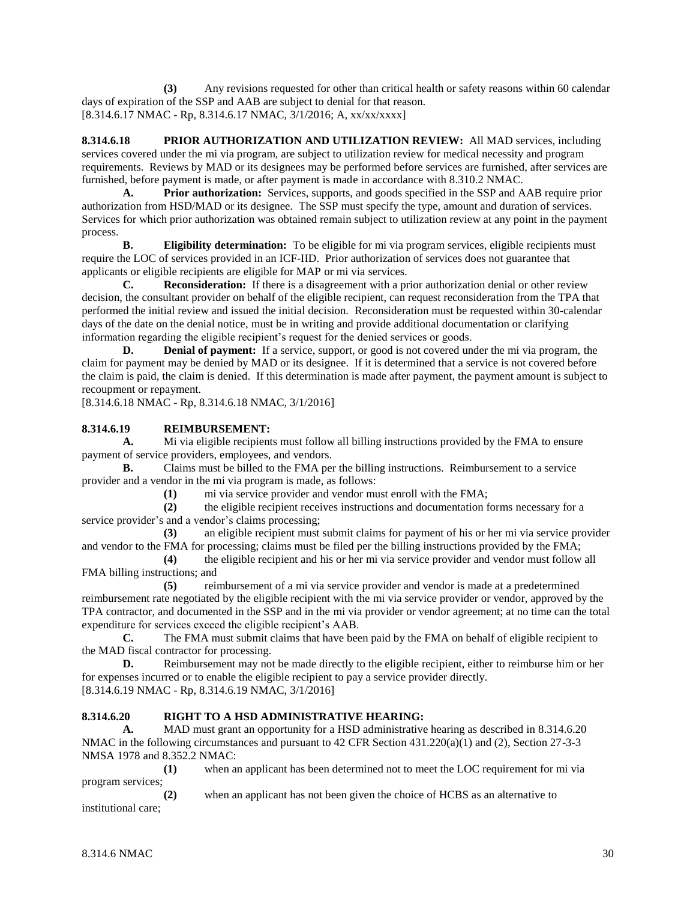**(3)** Any revisions requested for other than critical health or safety reasons within 60 calendar days of expiration of the SSP and AAB are subject to denial for that reason.
[8.314.6.17 NMAC - Rp, 8.314.6.17 NMAC, 3/1/2016; A, xx/xx/xxxx]

**8.314.6.18 PRIOR AUTHORIZATION AND UTILIZATION REVIEW:** All MAD services, including services covered under the mi via program, are subject to utilization review for medical necessity and program requirements. Reviews by MAD or its designees may be performed before services are furnished, after services are furnished, before payment is made, or after payment is made in accordance with 8.310.2 NMAC.

**A. Prior authorization:** Services, supports, and goods specified in the SSP and AAB require prior authorization from HSD/MAD or its designee. The SSP must specify the type, amount and duration of services. Services for which prior authorization was obtained remain subject to utilization review at any point in the payment process.

**B. Eligibility determination:** To be eligible for mi via program services, eligible recipients must require the LOC of services provided in an ICF-IID. Prior authorization of services does not guarantee that applicants or eligible recipients are eligible for MAP or mi via services.

**C. Reconsideration:** If there is a disagreement with a prior authorization denial or other review decision, the consultant provider on behalf of the eligible recipient, can request reconsideration from the TPA that performed the initial review and issued the initial decision. Reconsideration must be requested within 30-calendar days of the date on the denial notice, must be in writing and provide additional documentation or clarifying information regarding the eligible recipient's request for the denied services or goods.

**D. Denial of payment:** If a service, support, or good is not covered under the mi via program, the claim for payment may be denied by MAD or its designee. If it is determined that a service is not covered before the claim is paid, the claim is denied. If this determination is made after payment, the payment amount is subject to recoupment or repayment.
[8.314.6.18 NMAC - Rp, 8.314.6.18 NMAC, 3/1/2016]

**8.314.6.19 REIMBURSEMENT:**

**A.** Mi via eligible recipients must follow all billing instructions provided by the FMA to ensure payment of service providers, employees, and vendors.

**B.** Claims must be billed to the FMA per the billing instructions. Reimbursement to a service provider and a vendor in the mi via program is made, as follows:

**(1)** mi via service provider and vendor must enroll with the FMA;

**(2)** the eligible recipient receives instructions and documentation forms necessary for a service provider's and a vendor's claims processing;

**(3)** an eligible recipient must submit claims for payment of his or her mi via service provider and vendor to the FMA for processing; claims must be filed per the billing instructions provided by the FMA;

**(4)** the eligible recipient and his or her mi via service provider and vendor must follow all FMA billing instructions; and

**(5)** reimbursement of a mi via service provider and vendor is made at a predetermined reimbursement rate negotiated by the eligible recipient with the mi via service provider or vendor, approved by the TPA contractor, and documented in the SSP and in the mi via provider or vendor agreement; at no time can the total expenditure for services exceed the eligible recipient's AAB.

**C.** The FMA must submit claims that have been paid by the FMA on behalf of eligible recipient to the MAD fiscal contractor for processing.

**D.** Reimbursement may not be made directly to the eligible recipient, either to reimburse him or her for expenses incurred or to enable the eligible recipient to pay a service provider directly.
[8.314.6.19 NMAC - Rp, 8.314.6.19 NMAC, 3/1/2016]

**8.314.6.20 RIGHT TO A HSD ADMINISTRATIVE HEARING:**

**A.** MAD must grant an opportunity for a HSD administrative hearing as described in 8.314.6.20 NMAC in the following circumstances and pursuant to 42 CFR Section 431.220(a)(1) and (2), Section 27-3-3 NMSA 1978 and 8.352.2 NMAC:

**(1)** when an applicant has been determined not to meet the LOC requirement for mi via program services;

**(2)** when an applicant has not been given the choice of HCBS as an alternative to institutional care;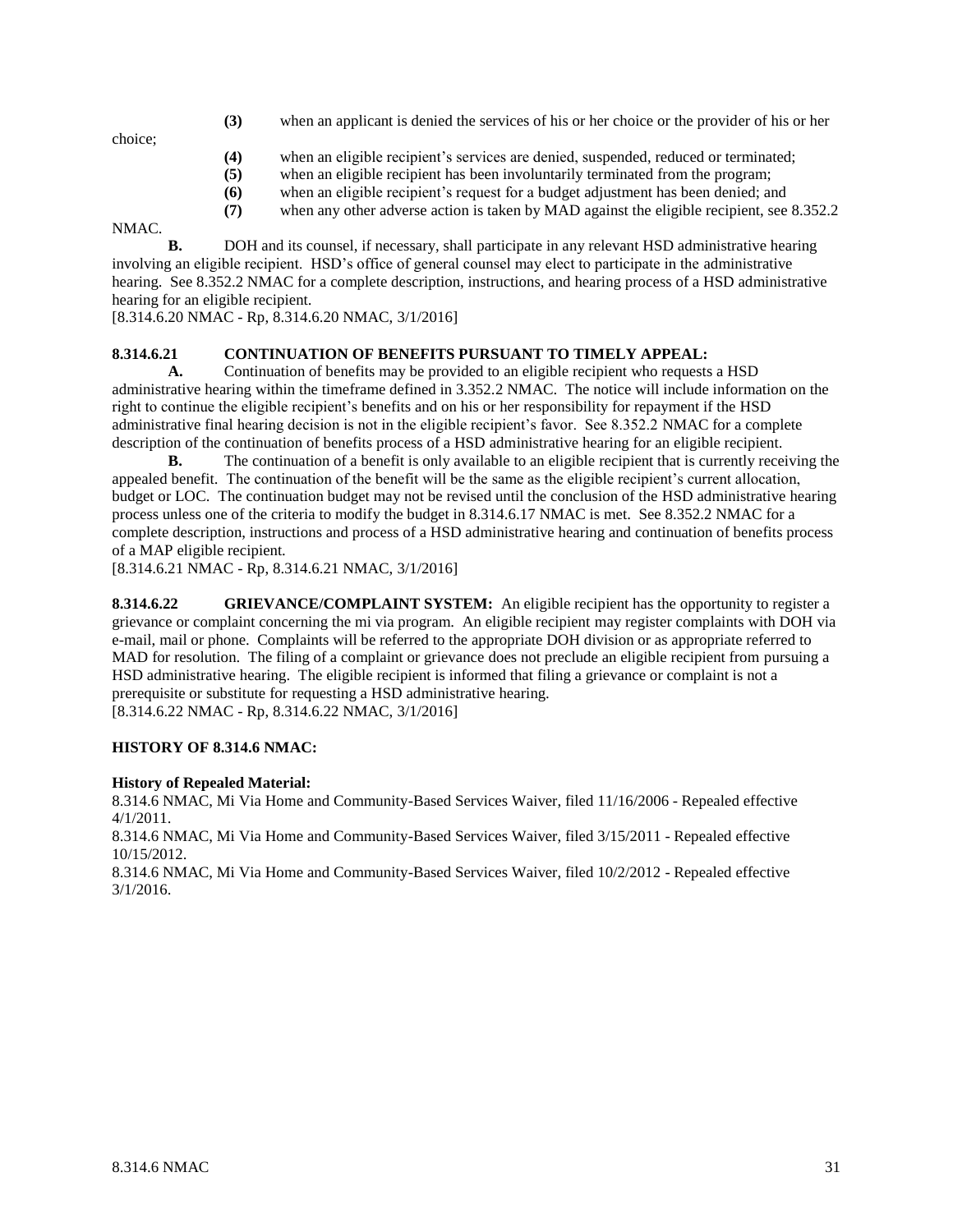**(3)** when an applicant is denied the services of his or her choice or the provider of his or her choice;

**(4)** when an eligible recipient's services are denied, suspended, reduced or terminated;

**(5)** when an eligible recipient has been involuntarily terminated from the program;

**(6)** when an eligible recipient's request for a budget adjustment has been denied; and

**(7)** when any other adverse action is taken by MAD against the eligible recipient, see 8.352.2 NMAC.

**B.** DOH and its counsel, if necessary, shall participate in any relevant HSD administrative hearing involving an eligible recipient. HSD's office of general counsel may elect to participate in the administrative hearing. See 8.352.2 NMAC for a complete description, instructions, and hearing process of a HSD administrative hearing for an eligible recipient.

[8.314.6.20 NMAC - Rp, 8.314.6.20 NMAC, 3/1/2016]

**8.314.6.21 CONTINUATION OF BENEFITS PURSUANT TO TIMELY APPEAL:**

**A.** Continuation of benefits may be provided to an eligible recipient who requests a HSD administrative hearing within the timeframe defined in 3.352.2 NMAC. The notice will include information on the right to continue the eligible recipient's benefits and on his or her responsibility for repayment if the HSD administrative final hearing decision is not in the eligible recipient's favor. See 8.352.2 NMAC for a complete description of the continuation of benefits process of a HSD administrative hearing for an eligible recipient.

**B.** The continuation of a benefit is only available to an eligible recipient that is currently receiving the appealed benefit. The continuation of the benefit will be the same as the eligible recipient's current allocation, budget or LOC. The continuation budget may not be revised until the conclusion of the HSD administrative hearing process unless one of the criteria to modify the budget in 8.314.6.17 NMAC is met. See 8.352.2 NMAC for a complete description, instructions and process of a HSD administrative hearing and continuation of benefits process of a MAP eligible recipient.

[8.314.6.21 NMAC - Rp, 8.314.6.21 NMAC, 3/1/2016]

**8.314.6.22 GRIEVANCE/COMPLAINT SYSTEM:** An eligible recipient has the opportunity to register a grievance or complaint concerning the mi via program. An eligible recipient may register complaints with DOH via e-mail, mail or phone. Complaints will be referred to the appropriate DOH division or as appropriate referred to MAD for resolution. The filing of a complaint or grievance does not preclude an eligible recipient from pursuing a HSD administrative hearing. The eligible recipient is informed that filing a grievance or complaint is not a prerequisite or substitute for requesting a HSD administrative hearing.

[8.314.6.22 NMAC - Rp, 8.314.6.22 NMAC, 3/1/2016]

**HISTORY OF 8.314.6 NMAC:**

**History of Repealed Material:**

8.314.6 NMAC, Mi Via Home and Community-Based Services Waiver, filed 11/16/2006 - Repealed effective 4/1/2011.

8.314.6 NMAC, Mi Via Home and Community-Based Services Waiver, filed 3/15/2011 - Repealed effective 10/15/2012.

8.314.6 NMAC, Mi Via Home and Community-Based Services Waiver, filed 10/2/2012 - Repealed effective 3/1/2016.